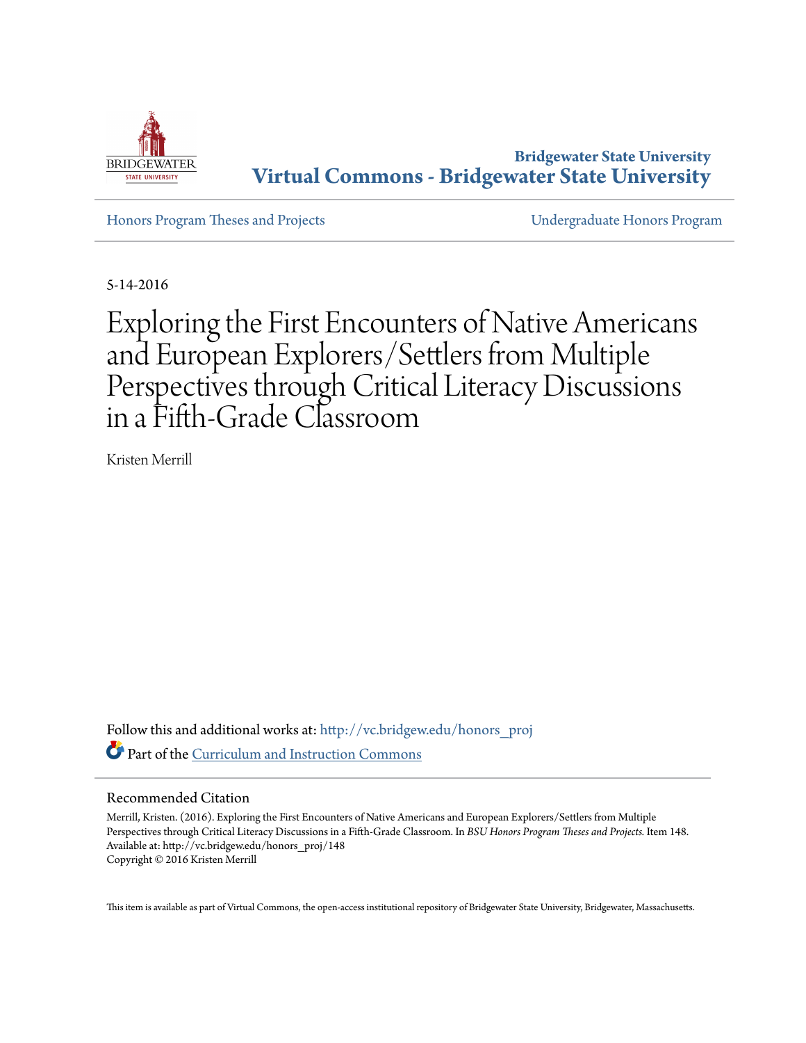Bridgewater State University

**Virtual Commons - Bridgewater State University**

Honors Program Theses and Projects

Undergraduate Honors Program

5-14-2016

# Exploring the First Encounters of Native Americans and European Explorers/Settlers from Multiple Perspectives through Critical Literacy Discussions in a Fifth-Grade Classroom

Kristen Merrill

Follow this and additional works at: http://vc.bridgew.edu/honors_proj

Part of the Curriculum and Instruction Commons

## Recommended Citation

Merrill, Kristen. (2016). Exploring the First Encounters of Native Americans and European Explorers/Settlers from Multiple Perspectives through Critical Literacy Discussions in a Fifth-Grade Classroom. In *BSU Honors Program Theses and Projects.* Item 148.
Available at: http://vc.bridgew.edu/honors_proj/148
Copyright © 2016 Kristen Merrill

This item is available as part of Virtual Commons, the open-access institutional repository of Bridgewater State University, Bridgewater, Massachusetts.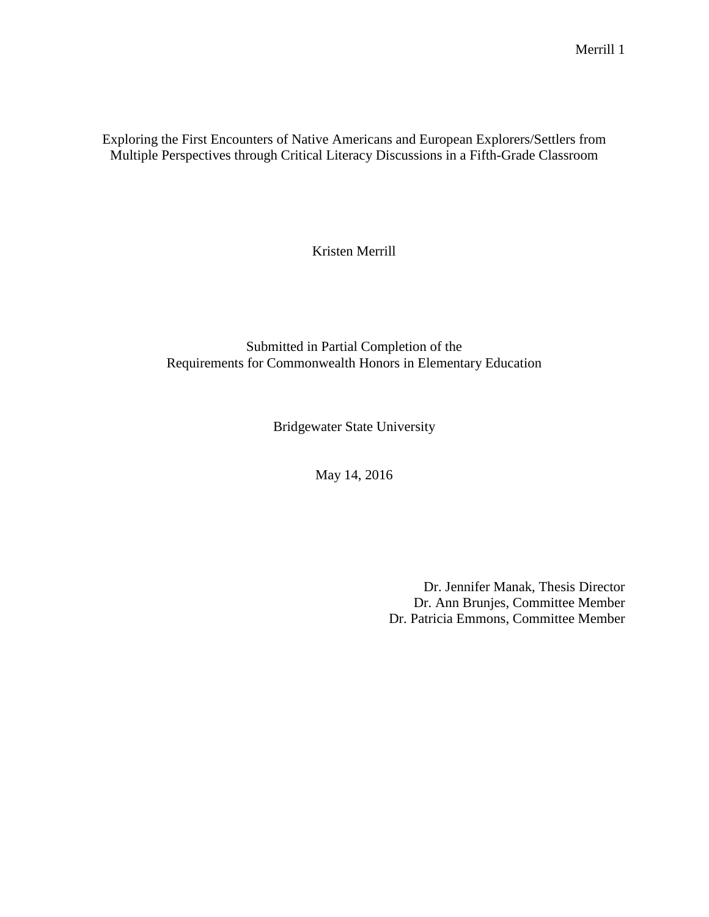# Exploring the First Encounters of Native Americans and European Explorers/Settlers from Multiple Perspectives through Critical Literacy Discussions in a Fifth-Grade Classroom

Kristen Merrill

Submitted in Partial Completion of the
Requirements for Commonwealth Honors in Elementary Education

Bridgewater State University

May 14, 2016

Dr. Jennifer Manak, Thesis Director
Dr. Ann Brunjes, Committee Member
Dr. Patricia Emmons, Committee Member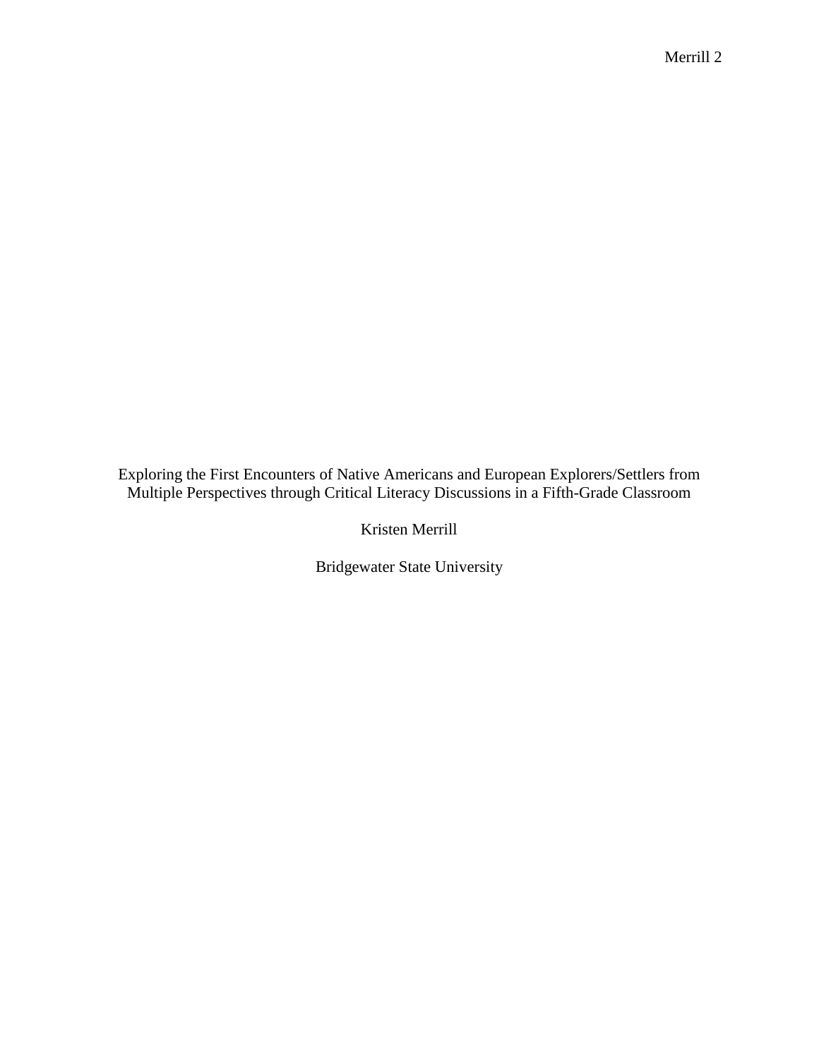Exploring the First Encounters of Native Americans and European Explorers/Settlers from Multiple Perspectives through Critical Literacy Discussions in a Fifth-Grade Classroom

Kristen Merrill

Bridgewater State University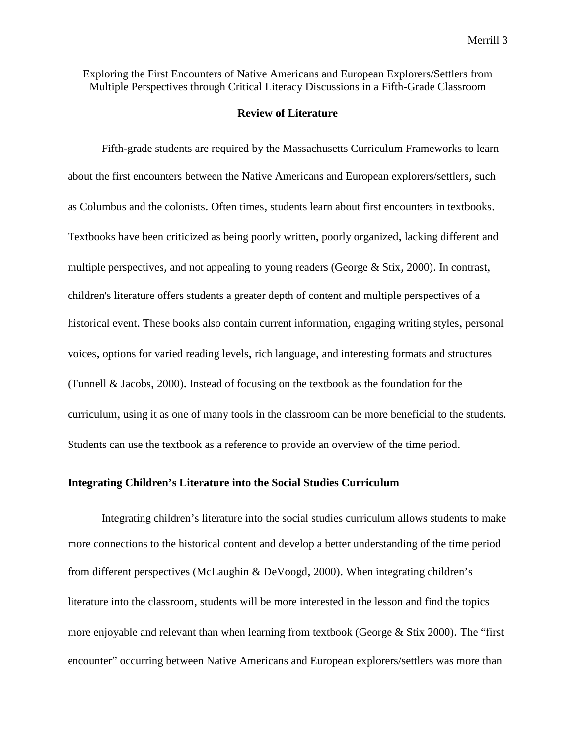Exploring the First Encounters of Native Americans and European Explorers/Settlers from Multiple Perspectives through Critical Literacy Discussions in a Fifth-Grade Classroom

## Review of Literature

Fifth-grade students are required by the Massachusetts Curriculum Frameworks to learn about the first encounters between the Native Americans and European explorers/settlers, such as Columbus and the colonists. Often times, students learn about first encounters in textbooks. Textbooks have been criticized as being poorly written, poorly organized, lacking different and multiple perspectives, and not appealing to young readers (George & Stix, 2000). In contrast, children's literature offers students a greater depth of content and multiple perspectives of a historical event. These books also contain current information, engaging writing styles, personal voices, options for varied reading levels, rich language, and interesting formats and structures (Tunnell & Jacobs, 2000). Instead of focusing on the textbook as the foundation for the curriculum, using it as one of many tools in the classroom can be more beneficial to the students. Students can use the textbook as a reference to provide an overview of the time period.

### Integrating Children's Literature into the Social Studies Curriculum

Integrating children's literature into the social studies curriculum allows students to make more connections to the historical content and develop a better understanding of the time period from different perspectives (McLaughin & DeVoogd, 2000). When integrating children's literature into the classroom, students will be more interested in the lesson and find the topics more enjoyable and relevant than when learning from textbook (George & Stix 2000). The "first encounter" occurring between Native Americans and European explorers/settlers was more than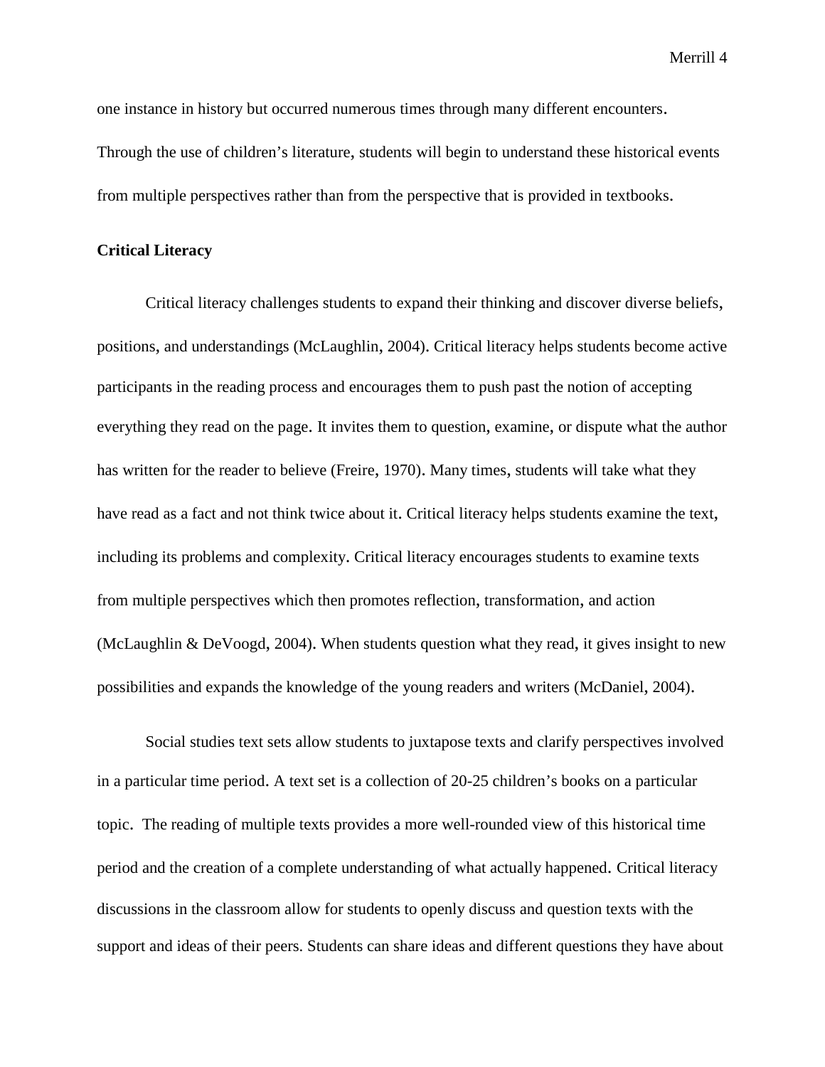one instance in history but occurred numerous times through many different encounters. Through the use of children's literature, students will begin to understand these historical events from multiple perspectives rather than from the perspective that is provided in textbooks.

**Critical Literacy**

Critical literacy challenges students to expand their thinking and discover diverse beliefs, positions, and understandings (McLaughlin, 2004). Critical literacy helps students become active participants in the reading process and encourages them to push past the notion of accepting everything they read on the page. It invites them to question, examine, or dispute what the author has written for the reader to believe (Freire, 1970). Many times, students will take what they have read as a fact and not think twice about it. Critical literacy helps students examine the text, including its problems and complexity. Critical literacy encourages students to examine texts from multiple perspectives which then promotes reflection, transformation, and action (McLaughlin & DeVoogd, 2004). When students question what they read, it gives insight to new possibilities and expands the knowledge of the young readers and writers (McDaniel, 2004).

Social studies text sets allow students to juxtapose texts and clarify perspectives involved in a particular time period. A text set is a collection of 20-25 children's books on a particular topic. The reading of multiple texts provides a more well-rounded view of this historical time period and the creation of a complete understanding of what actually happened. Critical literacy discussions in the classroom allow for students to openly discuss and question texts with the support and ideas of their peers. Students can share ideas and different questions they have about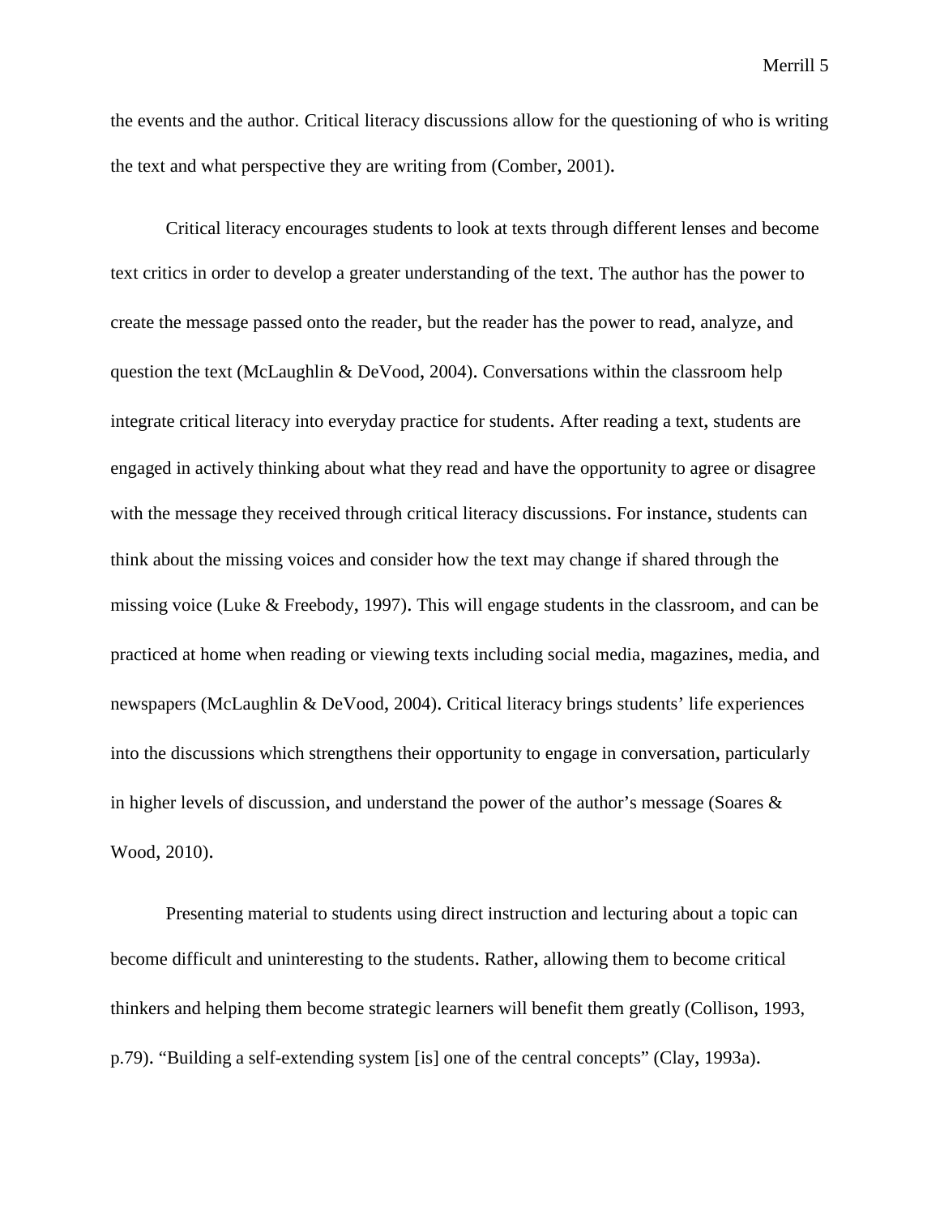the events and the author. Critical literacy discussions allow for the questioning of who is writing the text and what perspective they are writing from (Comber, 2001).

Critical literacy encourages students to look at texts through different lenses and become text critics in order to develop a greater understanding of the text. The author has the power to create the message passed onto the reader, but the reader has the power to read, analyze, and question the text (McLaughlin & DeVood, 2004). Conversations within the classroom help integrate critical literacy into everyday practice for students. After reading a text, students are engaged in actively thinking about what they read and have the opportunity to agree or disagree with the message they received through critical literacy discussions. For instance, students can think about the missing voices and consider how the text may change if shared through the missing voice (Luke & Freebody, 1997). This will engage students in the classroom, and can be practiced at home when reading or viewing texts including social media, magazines, media, and newspapers (McLaughlin & DeVood, 2004). Critical literacy brings students' life experiences into the discussions which strengthens their opportunity to engage in conversation, particularly in higher levels of discussion, and understand the power of the author's message (Soares & Wood, 2010).

Presenting material to students using direct instruction and lecturing about a topic can become difficult and uninteresting to the students. Rather, allowing them to become critical thinkers and helping them become strategic learners will benefit them greatly (Collison, 1993, p.79). "Building a self-extending system [is] one of the central concepts" (Clay, 1993a).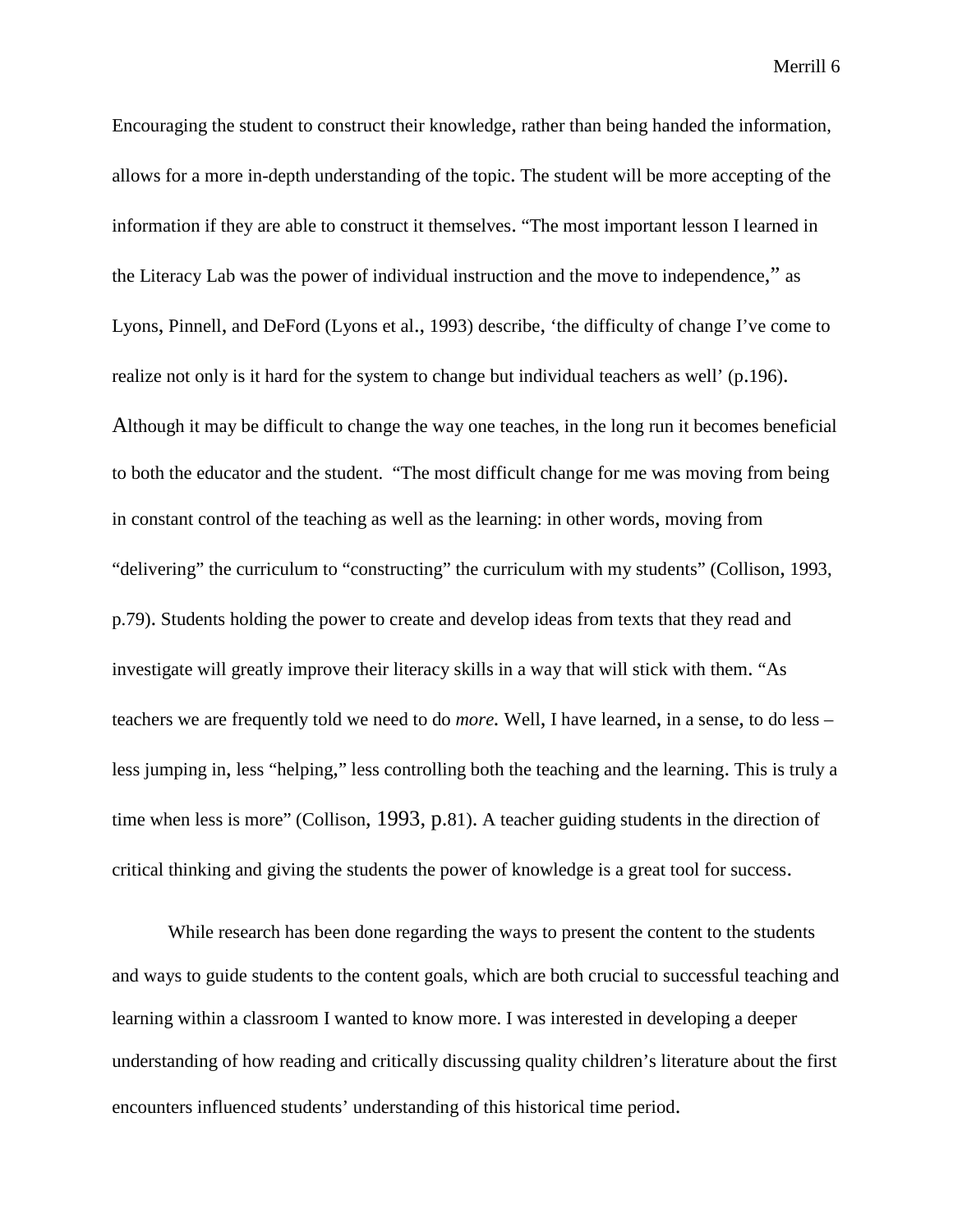Encouraging the student to construct their knowledge, rather than being handed the information, allows for a more in-depth understanding of the topic. The student will be more accepting of the information if they are able to construct it themselves. "The most important lesson I learned in the Literacy Lab was the power of individual instruction and the move to independence," as Lyons, Pinnell, and DeFord (Lyons et al., 1993) describe, 'the difficulty of change I've come to realize not only is it hard for the system to change but individual teachers as well' (p.196). Although it may be difficult to change the way one teaches, in the long run it becomes beneficial to both the educator and the student. "The most difficult change for me was moving from being in constant control of the teaching as well as the learning: in other words, moving from "delivering" the curriculum to "constructing" the curriculum with my students" (Collison, 1993, p.79). Students holding the power to create and develop ideas from texts that they read and investigate will greatly improve their literacy skills in a way that will stick with them. "As teachers we are frequently told we need to do *more.* Well, I have learned, in a sense, to do less – less jumping in, less "helping," less controlling both the teaching and the learning. This is truly a time when less is more" (Collison, 1993, p.81). A teacher guiding students in the direction of critical thinking and giving the students the power of knowledge is a great tool for success.

While research has been done regarding the ways to present the content to the students and ways to guide students to the content goals, which are both crucial to successful teaching and learning within a classroom I wanted to know more. I was interested in developing a deeper understanding of how reading and critically discussing quality children's literature about the first encounters influenced students' understanding of this historical time period.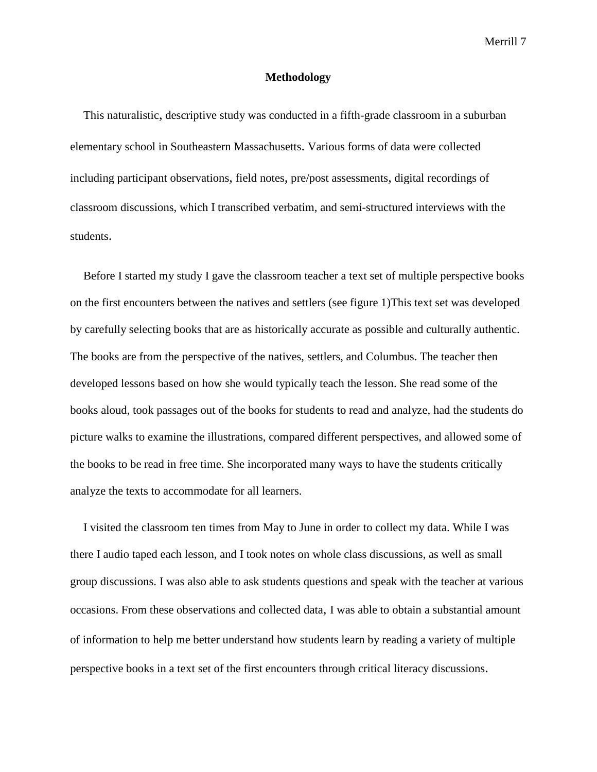# Methodology

This naturalistic, descriptive study was conducted in a fifth-grade classroom in a suburban elementary school in Southeastern Massachusetts. Various forms of data were collected including participant observations, field notes, pre/post assessments, digital recordings of classroom discussions, which I transcribed verbatim, and semi-structured interviews with the students.

Before I started my study I gave the classroom teacher a text set of multiple perspective books on the first encounters between the natives and settlers (see figure 1)This text set was developed by carefully selecting books that are as historically accurate as possible and culturally authentic. The books are from the perspective of the natives, settlers, and Columbus. The teacher then developed lessons based on how she would typically teach the lesson. She read some of the books aloud, took passages out of the books for students to read and analyze, had the students do picture walks to examine the illustrations, compared different perspectives, and allowed some of the books to be read in free time. She incorporated many ways to have the students critically analyze the texts to accommodate for all learners.

I visited the classroom ten times from May to June in order to collect my data. While I was there I audio taped each lesson, and I took notes on whole class discussions, as well as small group discussions. I was also able to ask students questions and speak with the teacher at various occasions. From these observations and collected data, I was able to obtain a substantial amount of information to help me better understand how students learn by reading a variety of multiple perspective books in a text set of the first encounters through critical literacy discussions.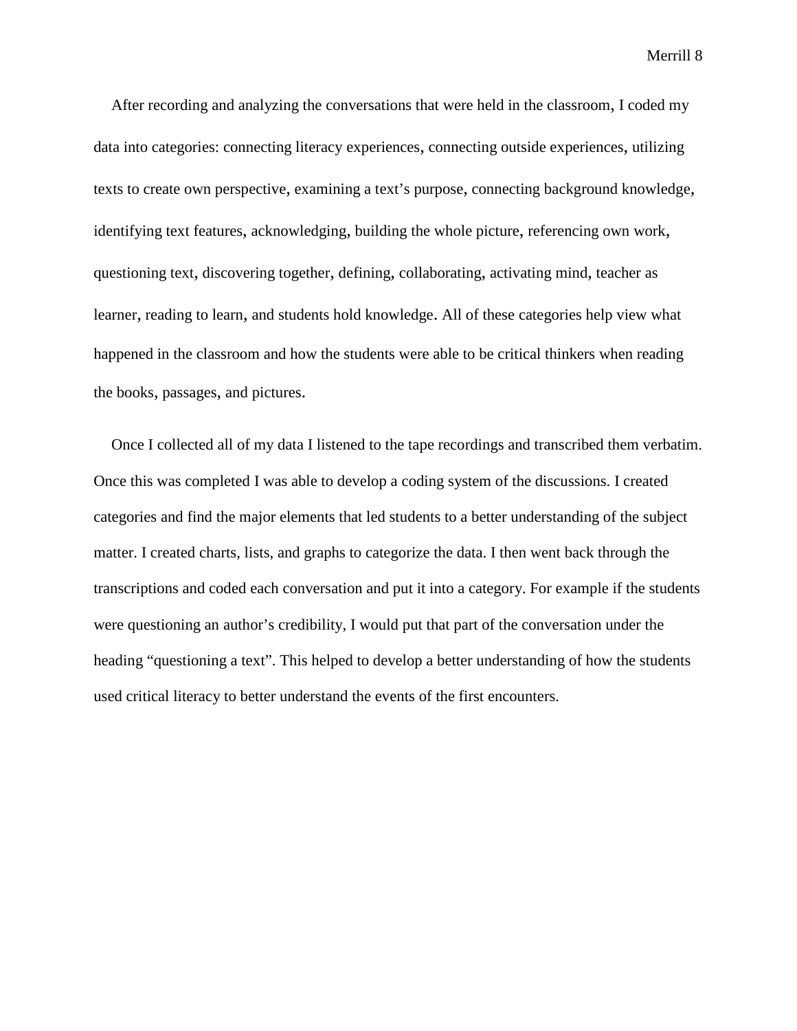After recording and analyzing the conversations that were held in the classroom, I coded my data into categories: connecting literacy experiences, connecting outside experiences, utilizing texts to create own perspective, examining a text's purpose, connecting background knowledge, identifying text features, acknowledging, building the whole picture, referencing own work, questioning text, discovering together, defining, collaborating, activating mind, teacher as learner, reading to learn, and students hold knowledge. All of these categories help view what happened in the classroom and how the students were able to be critical thinkers when reading the books, passages, and pictures.

Once I collected all of my data I listened to the tape recordings and transcribed them verbatim. Once this was completed I was able to develop a coding system of the discussions. I created categories and find the major elements that led students to a better understanding of the subject matter. I created charts, lists, and graphs to categorize the data. I then went back through the transcriptions and coded each conversation and put it into a category. For example if the students were questioning an author's credibility, I would put that part of the conversation under the heading "questioning a text". This helped to develop a better understanding of how the students used critical literacy to better understand the events of the first encounters.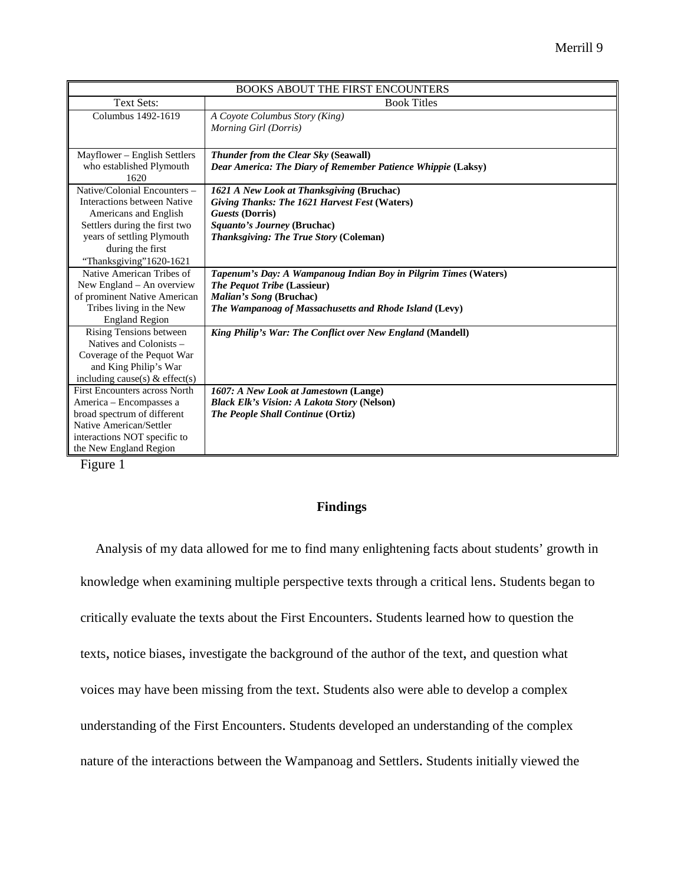| BOOKS ABOUT THE FIRST ENCOUNTERS | |
|---|---|
| Text Sets: | Book Titles |
| Columbus 1492-1619 | *A Coyote Columbus Story (King)*<br>*Morning Girl (Dorris)* |
| Mayflower – English Settlers who established Plymouth 1620 | ***Thunder from the Clear Sky* (Seawall)**<br>***Dear America: The Diary of Remember Patience Whippie* (Laksy)** |
| Native/Colonial Encounters – Interactions between Native Americans and English Settlers during the first two years of settling Plymouth during the first "Thanksgiving"1620-1621 | ***1621 A New Look at Thanksgiving* (Bruchac)**<br>***Giving Thanks: The 1621 Harvest Fest* (Waters)**<br>***Guests* (Dorris)**<br>***Squanto's Journey* (Bruchac)**<br>***Thanksgiving: The True Story* (Coleman)** |
| Native American Tribes of New England – An overview of prominent Native American Tribes living in the New England Region | ***Tapenum's Day: A Wampanoug Indian Boy in Pilgrim Times* (Waters)**<br>***The Pequot Tribe* (Lassieur)**<br>***Malian's Song* (Bruchac)**<br>***The Wampanoag of Massachusetts and Rhode Island* (Levy)** |
| Rising Tensions between Natives and Colonists – Coverage of the Pequot War and King Philip's War including cause(s) & effect(s) | ***King Philip's War: The Conflict over New England* (Mandell)** |
| First Encounters across North America – Encompasses a broad spectrum of different Native American/Settler interactions NOT specific to the New England Region | ***1607: A New Look at Jamestown* (Lange)**<br>***Black Elk's Vision: A Lakota Story* (Nelson)**<br>***The People Shall Continue* (Ortiz)** |

Figure 1

## Findings

Analysis of my data allowed for me to find many enlightening facts about students' growth in knowledge when examining multiple perspective texts through a critical lens. Students began to critically evaluate the texts about the First Encounters. Students learned how to question the texts, notice biases, investigate the background of the author of the text, and question what voices may have been missing from the text. Students also were able to develop a complex understanding of the First Encounters. Students developed an understanding of the complex nature of the interactions between the Wampanoag and Settlers. Students initially viewed the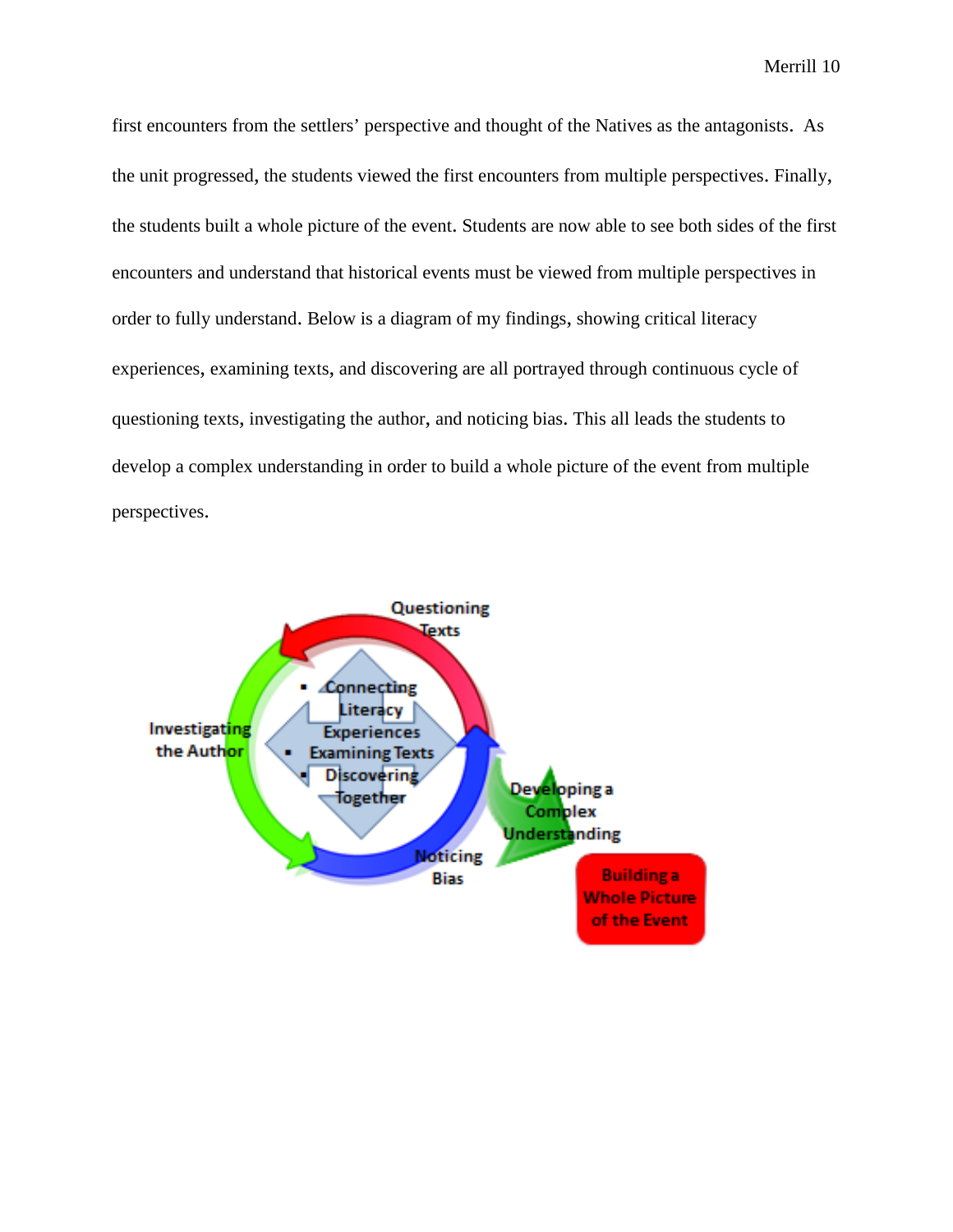first encounters from the settlers' perspective and thought of the Natives as the antagonists.  As the unit progressed, the students viewed the first encounters from multiple perspectives. Finally, the students built a whole picture of the event. Students are now able to see both sides of the first encounters and understand that historical events must be viewed from multiple perspectives in order to fully understand. Below is a diagram of my findings, showing critical literacy experiences, examining texts, and discovering are all portrayed through continuous cycle of questioning texts, investigating the author, and noticing bias. This all leads the students to develop a complex understanding in order to build a whole picture of the event from multiple perspectives.

Questioning Texts

- Connecting Literacy Experiences
- Examining Texts
- Discovering Together

Investigating the Author

Noticing Bias

Developing a Complex Understanding

Building a Whole Picture of the Event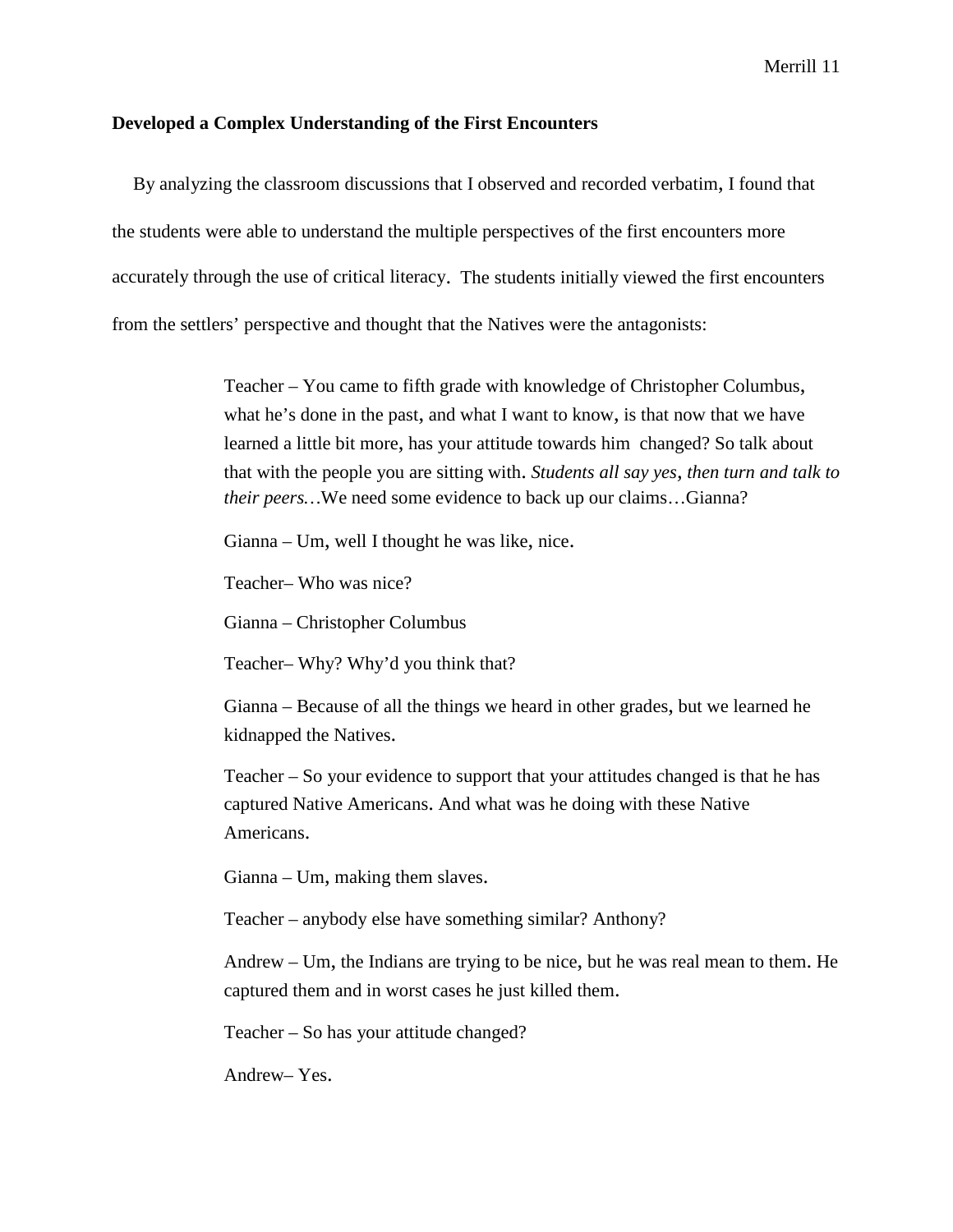**Developed a Complex Understanding of the First Encounters**

By analyzing the classroom discussions that I observed and recorded verbatim, I found that the students were able to understand the multiple perspectives of the first encounters more accurately through the use of critical literacy. The students initially viewed the first encounters from the settlers' perspective and thought that the Natives were the antagonists:

> Teacher – You came to fifth grade with knowledge of Christopher Columbus, what he's done in the past, and what I want to know, is that now that we have learned a little bit more, has your attitude towards him changed? So talk about that with the people you are sitting with. *Students all say yes, then turn and talk to their peers…*We need some evidence to back up our claims…Gianna?
>
> Gianna – Um, well I thought he was like, nice.
>
> Teacher– Who was nice?
>
> Gianna – Christopher Columbus
>
> Teacher– Why? Why'd you think that?
>
> Gianna – Because of all the things we heard in other grades, but we learned he kidnapped the Natives.
>
> Teacher – So your evidence to support that your attitudes changed is that he has captured Native Americans. And what was he doing with these Native Americans.
>
> Gianna – Um, making them slaves.
>
> Teacher – anybody else have something similar? Anthony?
>
> Andrew – Um, the Indians are trying to be nice, but he was real mean to them. He captured them and in worst cases he just killed them.
>
> Teacher – So has your attitude changed?
>
> Andrew– Yes.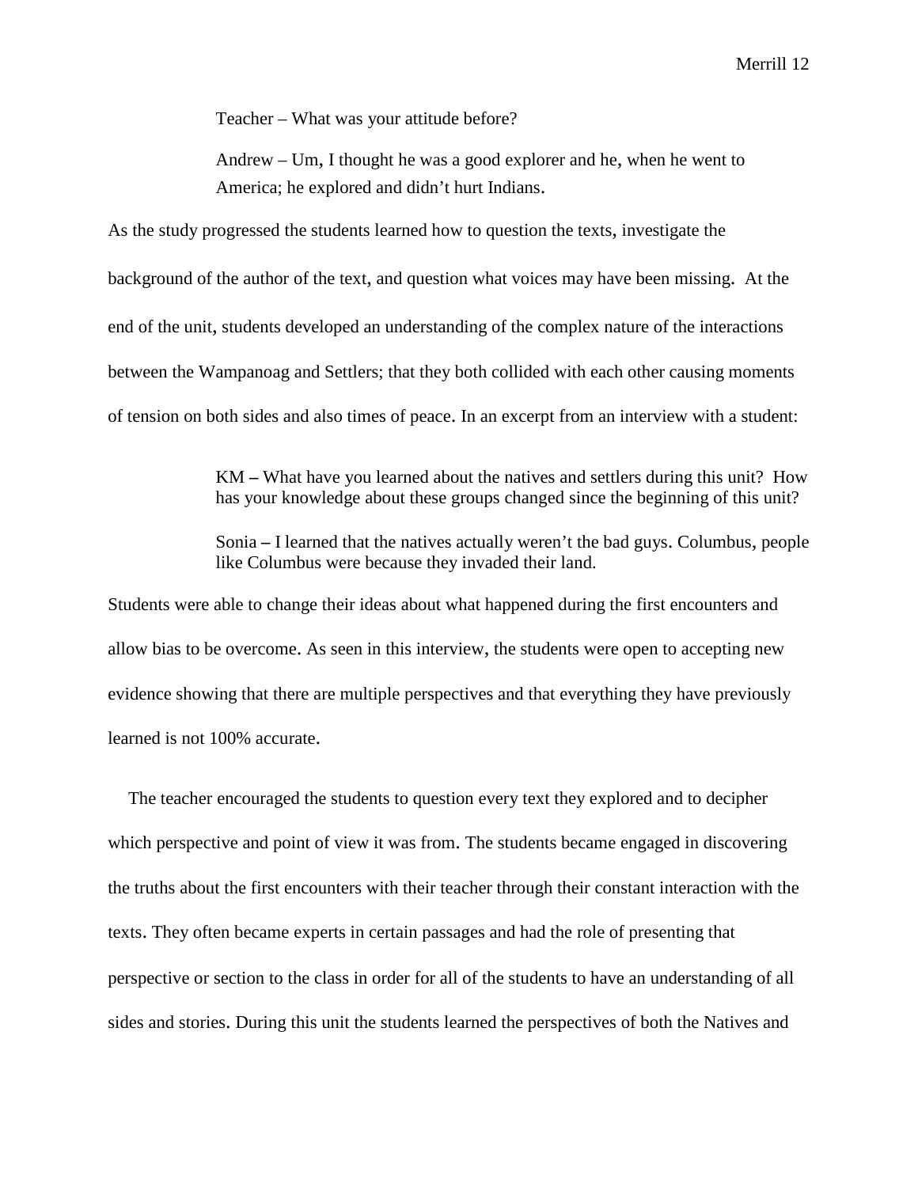> Teacher – What was your attitude before?
>
> Andrew – Um, I thought he was a good explorer and he, when he went to America; he explored and didn't hurt Indians.

As the study progressed the students learned how to question the texts, investigate the background of the author of the text, and question what voices may have been missing. At the end of the unit, students developed an understanding of the complex nature of the interactions between the Wampanoag and Settlers; that they both collided with each other causing moments of tension on both sides and also times of peace. In an excerpt from an interview with a student:

> KM – What have you learned about the natives and settlers during this unit? How has your knowledge about these groups changed since the beginning of this unit?
>
> Sonia – I learned that the natives actually weren't the bad guys. Columbus, people like Columbus were because they invaded their land.

Students were able to change their ideas about what happened during the first encounters and allow bias to be overcome. As seen in this interview, the students were open to accepting new evidence showing that there are multiple perspectives and that everything they have previously learned is not 100% accurate.

The teacher encouraged the students to question every text they explored and to decipher which perspective and point of view it was from. The students became engaged in discovering the truths about the first encounters with their teacher through their constant interaction with the texts. They often became experts in certain passages and had the role of presenting that perspective or section to the class in order for all of the students to have an understanding of all sides and stories. During this unit the students learned the perspectives of both the Natives and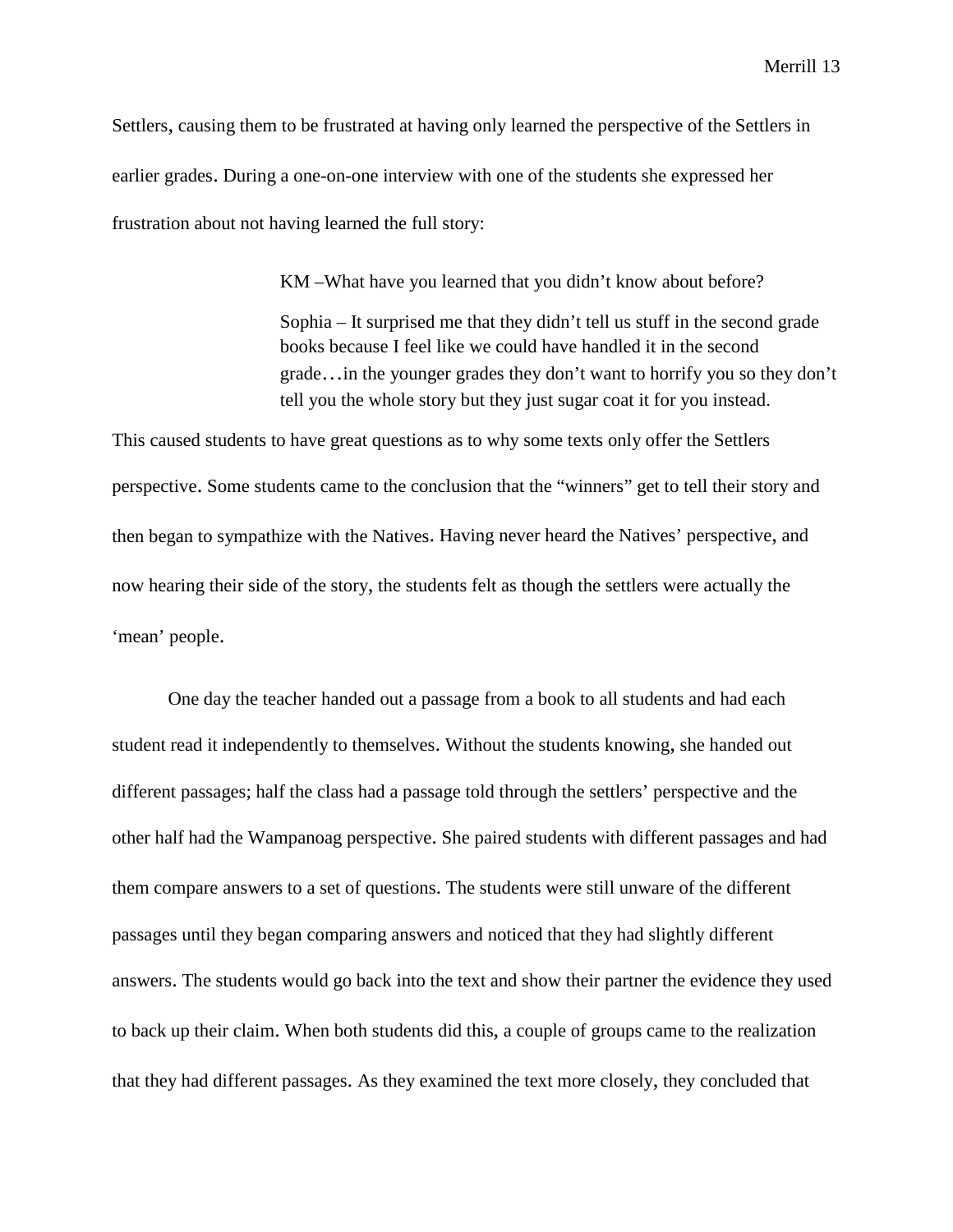Settlers, causing them to be frustrated at having only learned the perspective of the Settlers in earlier grades. During a one-on-one interview with one of the students she expressed her frustration about not having learned the full story:

> KM –What have you learned that you didn't know about before?
>
> Sophia – It surprised me that they didn't tell us stuff in the second grade books because I feel like we could have handled it in the second grade…in the younger grades they don't want to horrify you so they don't tell you the whole story but they just sugar coat it for you instead.

This caused students to have great questions as to why some texts only offer the Settlers perspective. Some students came to the conclusion that the "winners" get to tell their story and then began to sympathize with the Natives. Having never heard the Natives' perspective, and now hearing their side of the story, the students felt as though the settlers were actually the 'mean' people.

One day the teacher handed out a passage from a book to all students and had each student read it independently to themselves. Without the students knowing, she handed out different passages; half the class had a passage told through the settlers' perspective and the other half had the Wampanoag perspective. She paired students with different passages and had them compare answers to a set of questions. The students were still unware of the different passages until they began comparing answers and noticed that they had slightly different answers. The students would go back into the text and show their partner the evidence they used to back up their claim. When both students did this, a couple of groups came to the realization that they had different passages. As they examined the text more closely, they concluded that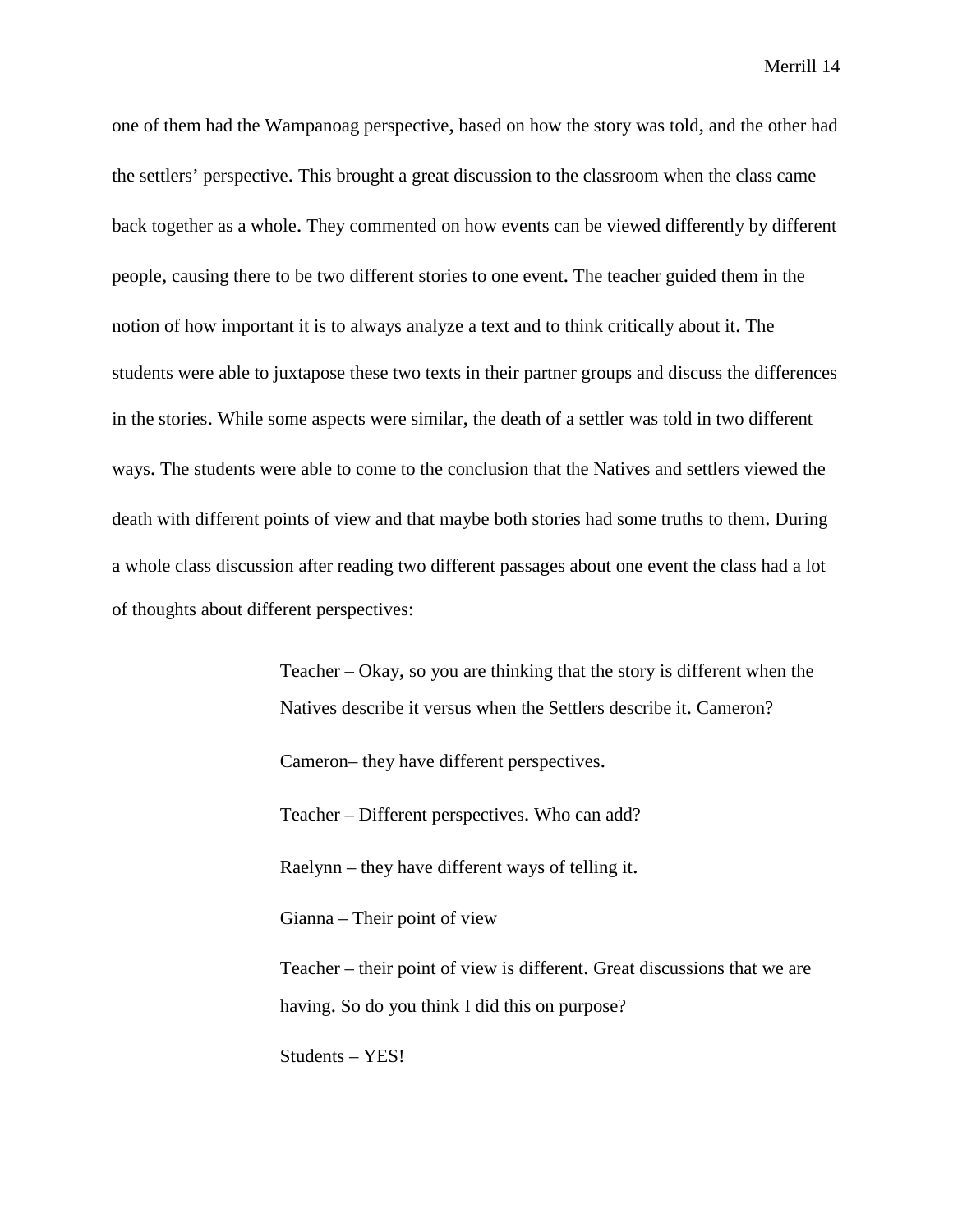one of them had the Wampanoag perspective, based on how the story was told, and the other had the settlers' perspective. This brought a great discussion to the classroom when the class came back together as a whole. They commented on how events can be viewed differently by different people, causing there to be two different stories to one event. The teacher guided them in the notion of how important it is to always analyze a text and to think critically about it. The students were able to juxtapose these two texts in their partner groups and discuss the differences in the stories. While some aspects were similar, the death of a settler was told in two different ways. The students were able to come to the conclusion that the Natives and settlers viewed the death with different points of view and that maybe both stories had some truths to them. During a whole class discussion after reading two different passages about one event the class had a lot of thoughts about different perspectives:

> Teacher – Okay, so you are thinking that the story is different when the Natives describe it versus when the Settlers describe it. Cameron?
>
> Cameron– they have different perspectives.
>
> Teacher – Different perspectives. Who can add?
>
> Raelynn – they have different ways of telling it.
>
> Gianna – Their point of view
>
> Teacher – their point of view is different. Great discussions that we are having. So do you think I did this on purpose?
>
> Students – YES!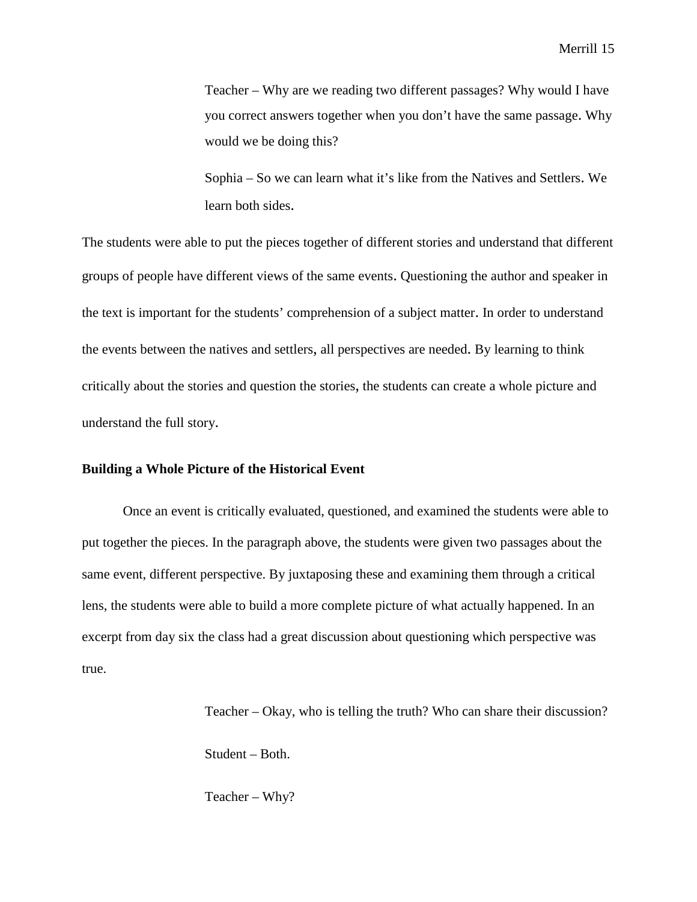> Teacher – Why are we reading two different passages? Why would I have you correct answers together when you don't have the same passage. Why would we be doing this?
>
> Sophia – So we can learn what it's like from the Natives and Settlers. We learn both sides.

The students were able to put the pieces together of different stories and understand that different groups of people have different views of the same events. Questioning the author and speaker in the text is important for the students' comprehension of a subject matter. In order to understand the events between the natives and settlers, all perspectives are needed. By learning to think critically about the stories and question the stories, the students can create a whole picture and understand the full story.

**Building a Whole Picture of the Historical Event**

Once an event is critically evaluated, questioned, and examined the students were able to put together the pieces. In the paragraph above, the students were given two passages about the same event, different perspective. By juxtaposing these and examining them through a critical lens, the students were able to build a more complete picture of what actually happened. In an excerpt from day six the class had a great discussion about questioning which perspective was true.

> Teacher – Okay, who is telling the truth? Who can share their discussion?
>
> Student – Both.
>
> Teacher – Why?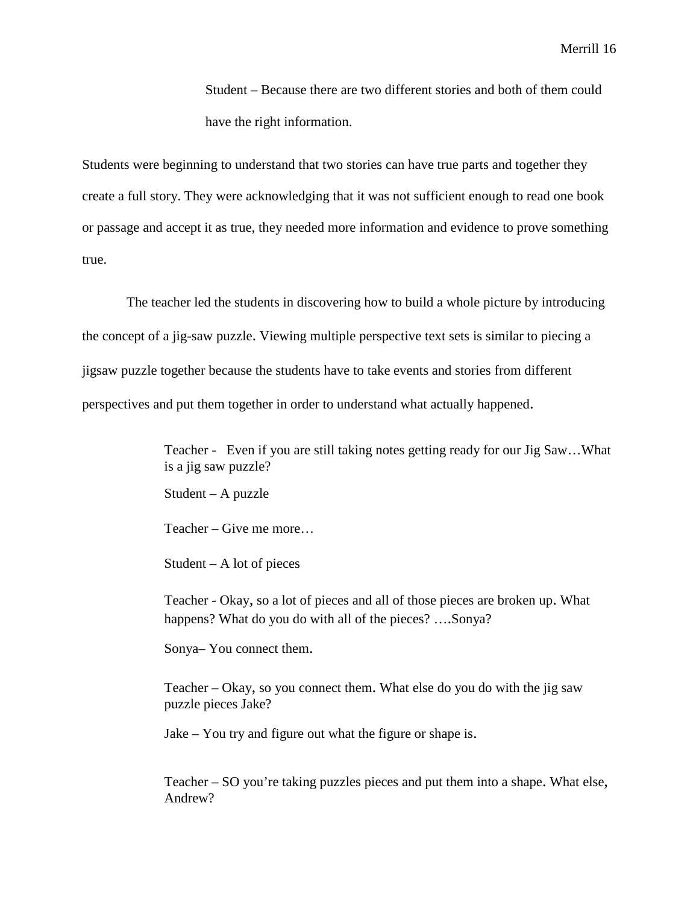> Student – Because there are two different stories and both of them could have the right information.

Students were beginning to understand that two stories can have true parts and together they create a full story. They were acknowledging that it was not sufficient enough to read one book or passage and accept it as true, they needed more information and evidence to prove something true.

The teacher led the students in discovering how to build a whole picture by introducing the concept of a jig-saw puzzle. Viewing multiple perspective text sets is similar to piecing a jigsaw puzzle together because the students have to take events and stories from different perspectives and put them together in order to understand what actually happened.

> Teacher - Even if you are still taking notes getting ready for our Jig Saw…What is a jig saw puzzle?
>
> Student – A puzzle
>
> Teacher – Give me more…
>
> Student – A lot of pieces
>
> Teacher - Okay, so a lot of pieces and all of those pieces are broken up. What happens? What do you do with all of the pieces? ….Sonya?
>
> Sonya– You connect them.
>
> Teacher – Okay, so you connect them. What else do you do with the jig saw puzzle pieces Jake?
>
> Jake – You try and figure out what the figure or shape is.
>
> Teacher – SO you're taking puzzles pieces and put them into a shape. What else, Andrew?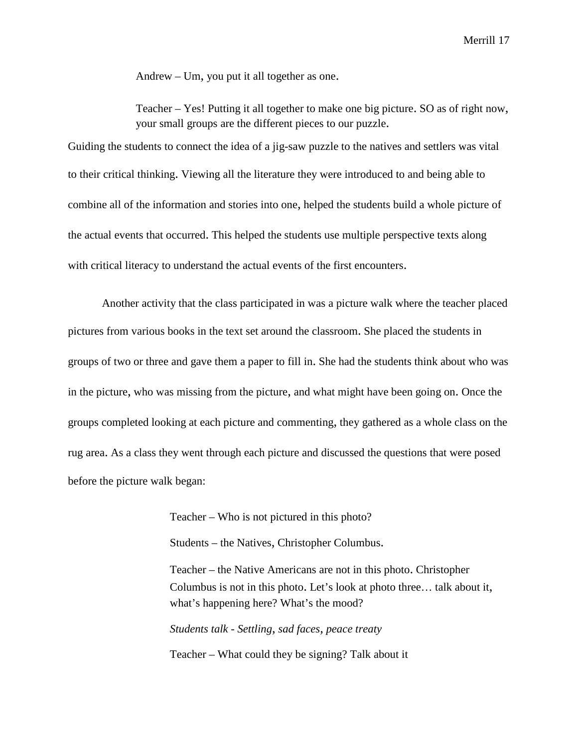> Andrew – Um, you put it all together as one.
>
> Teacher – Yes! Putting it all together to make one big picture. SO as of right now, your small groups are the different pieces to our puzzle.

Guiding the students to connect the idea of a jig-saw puzzle to the natives and settlers was vital to their critical thinking. Viewing all the literature they were introduced to and being able to combine all of the information and stories into one, helped the students build a whole picture of the actual events that occurred. This helped the students use multiple perspective texts along with critical literacy to understand the actual events of the first encounters.

Another activity that the class participated in was a picture walk where the teacher placed pictures from various books in the text set around the classroom. She placed the students in groups of two or three and gave them a paper to fill in. She had the students think about who was in the picture, who was missing from the picture, and what might have been going on. Once the groups completed looking at each picture and commenting, they gathered as a whole class on the rug area. As a class they went through each picture and discussed the questions that were posed before the picture walk began:

> Teacher – Who is not pictured in this photo?
>
> Students – the Natives, Christopher Columbus.
>
> Teacher – the Native Americans are not in this photo. Christopher Columbus is not in this photo. Let's look at photo three… talk about it, what's happening here? What's the mood?
>
> *Students talk - Settling, sad faces, peace treaty*
>
> Teacher – What could they be signing? Talk about it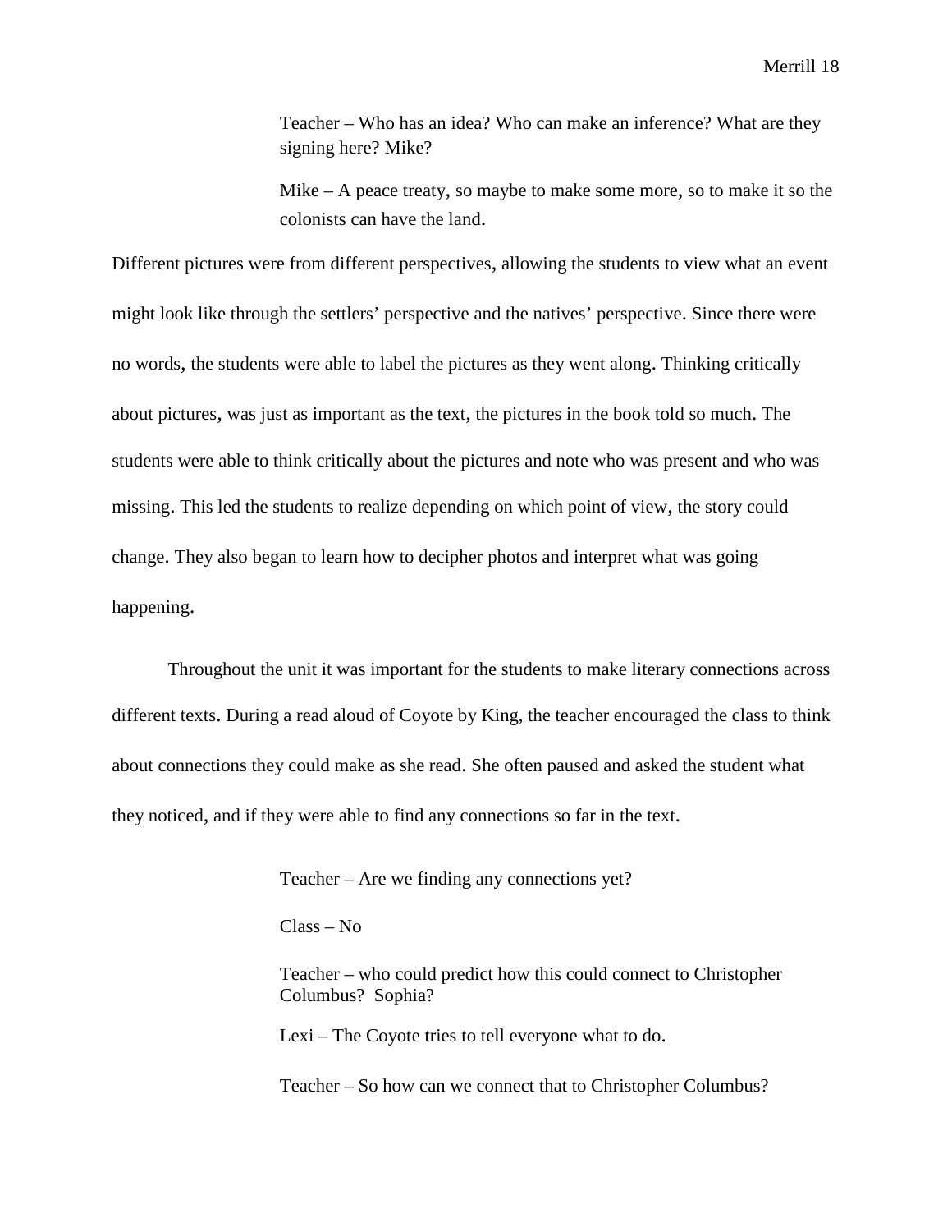> Teacher – Who has an idea? Who can make an inference? What are they signing here? Mike?
>
> Mike – A peace treaty, so maybe to make some more, so to make it so the colonists can have the land.

Different pictures were from different perspectives, allowing the students to view what an event might look like through the settlers' perspective and the natives' perspective. Since there were no words, the students were able to label the pictures as they went along. Thinking critically about pictures, was just as important as the text, the pictures in the book told so much. The students were able to think critically about the pictures and note who was present and who was missing. This led the students to realize depending on which point of view, the story could change. They also began to learn how to decipher photos and interpret what was going happening.

Throughout the unit it was important for the students to make literary connections across different texts. During a read aloud of <u>Coyote</u> by King, the teacher encouraged the class to think about connections they could make as she read. She often paused and asked the student what they noticed, and if they were able to find any connections so far in the text.

> Teacher – Are we finding any connections yet?
>
> Class – No
>
> Teacher – who could predict how this could connect to Christopher Columbus? Sophia?
>
> Lexi – The Coyote tries to tell everyone what to do.
>
> Teacher – So how can we connect that to Christopher Columbus?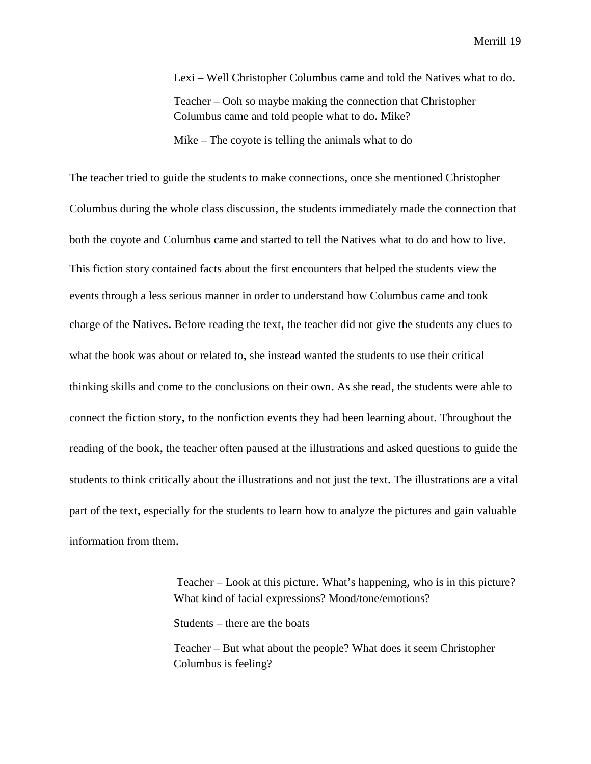> Lexi – Well Christopher Columbus came and told the Natives what to do.
>
> Teacher – Ooh so maybe making the connection that Christopher Columbus came and told people what to do. Mike?
>
> Mike – The coyote is telling the animals what to do

The teacher tried to guide the students to make connections, once she mentioned Christopher Columbus during the whole class discussion, the students immediately made the connection that both the coyote and Columbus came and started to tell the Natives what to do and how to live. This fiction story contained facts about the first encounters that helped the students view the events through a less serious manner in order to understand how Columbus came and took charge of the Natives. Before reading the text, the teacher did not give the students any clues to what the book was about or related to, she instead wanted the students to use their critical thinking skills and come to the conclusions on their own. As she read, the students were able to connect the fiction story, to the nonfiction events they had been learning about. Throughout the reading of the book, the teacher often paused at the illustrations and asked questions to guide the students to think critically about the illustrations and not just the text. The illustrations are a vital part of the text, especially for the students to learn how to analyze the pictures and gain valuable information from them.

> Teacher – Look at this picture. What's happening, who is in this picture? What kind of facial expressions? Mood/tone/emotions?
>
> Students – there are the boats
>
> Teacher – But what about the people? What does it seem Christopher Columbus is feeling?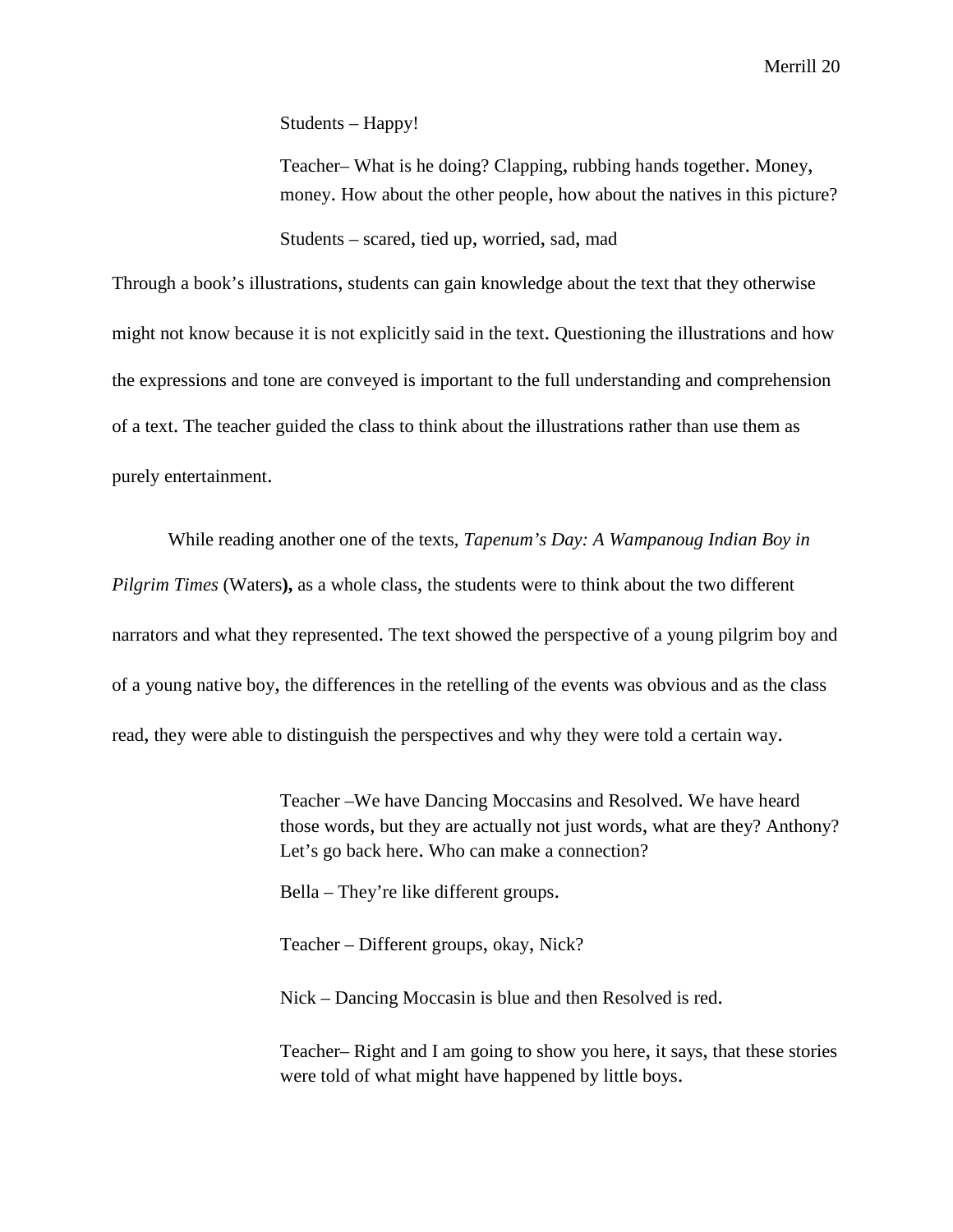> Students – Happy!
>
> Teacher– What is he doing? Clapping, rubbing hands together. Money, money. How about the other people, how about the natives in this picture?
>
> Students – scared, tied up, worried, sad, mad

Through a book's illustrations, students can gain knowledge about the text that they otherwise might not know because it is not explicitly said in the text. Questioning the illustrations and how the expressions and tone are conveyed is important to the full understanding and comprehension of a text. The teacher guided the class to think about the illustrations rather than use them as purely entertainment.

While reading another one of the texts, *Tapenum's Day: A Wampanoug Indian Boy in Pilgrim Times* (Waters**),** as a whole class, the students were to think about the two different narrators and what they represented. The text showed the perspective of a young pilgrim boy and of a young native boy, the differences in the retelling of the events was obvious and as the class read, they were able to distinguish the perspectives and why they were told a certain way.

> Teacher –We have Dancing Moccasins and Resolved. We have heard those words, but they are actually not just words, what are they? Anthony? Let's go back here. Who can make a connection?
>
> Bella – They're like different groups.
>
> Teacher – Different groups, okay, Nick?
>
> Nick – Dancing Moccasin is blue and then Resolved is red.
>
> Teacher– Right and I am going to show you here, it says, that these stories were told of what might have happened by little boys.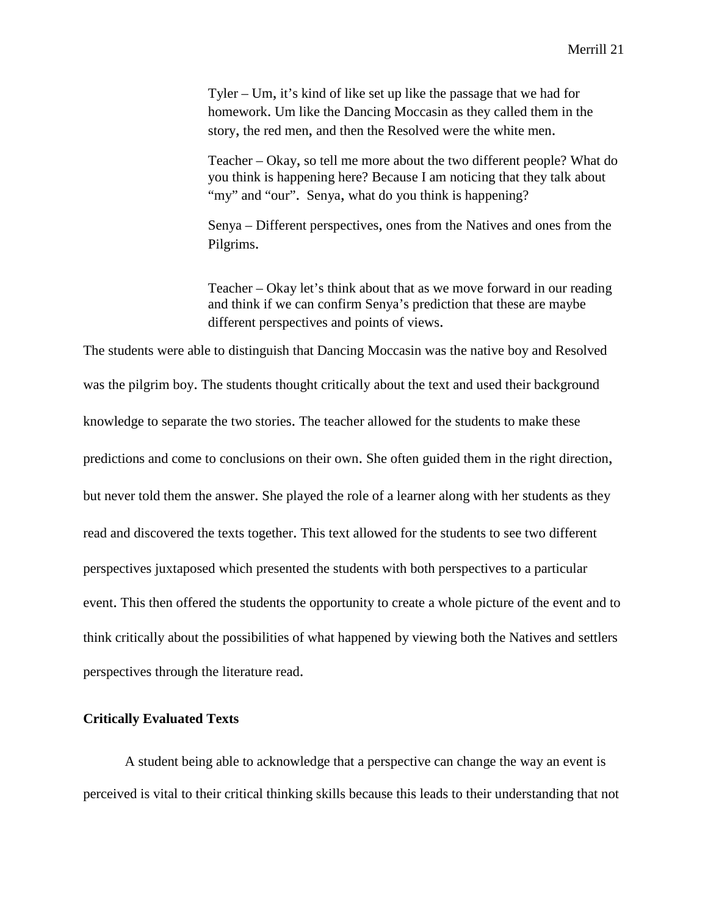> Tyler – Um, it's kind of like set up like the passage that we had for homework. Um like the Dancing Moccasin as they called them in the story, the red men, and then the Resolved were the white men.
>
> Teacher – Okay, so tell me more about the two different people? What do you think is happening here? Because I am noticing that they talk about "my" and "our". Senya, what do you think is happening?
>
> Senya – Different perspectives, ones from the Natives and ones from the Pilgrims.
>
> Teacher – Okay let's think about that as we move forward in our reading and think if we can confirm Senya's prediction that these are maybe different perspectives and points of views.

The students were able to distinguish that Dancing Moccasin was the native boy and Resolved was the pilgrim boy. The students thought critically about the text and used their background knowledge to separate the two stories. The teacher allowed for the students to make these predictions and come to conclusions on their own. She often guided them in the right direction, but never told them the answer. She played the role of a learner along with her students as they read and discovered the texts together. This text allowed for the students to see two different perspectives juxtaposed which presented the students with both perspectives to a particular event. This then offered the students the opportunity to create a whole picture of the event and to think critically about the possibilities of what happened by viewing both the Natives and settlers perspectives through the literature read.

**Critically Evaluated Texts**

A student being able to acknowledge that a perspective can change the way an event is perceived is vital to their critical thinking skills because this leads to their understanding that not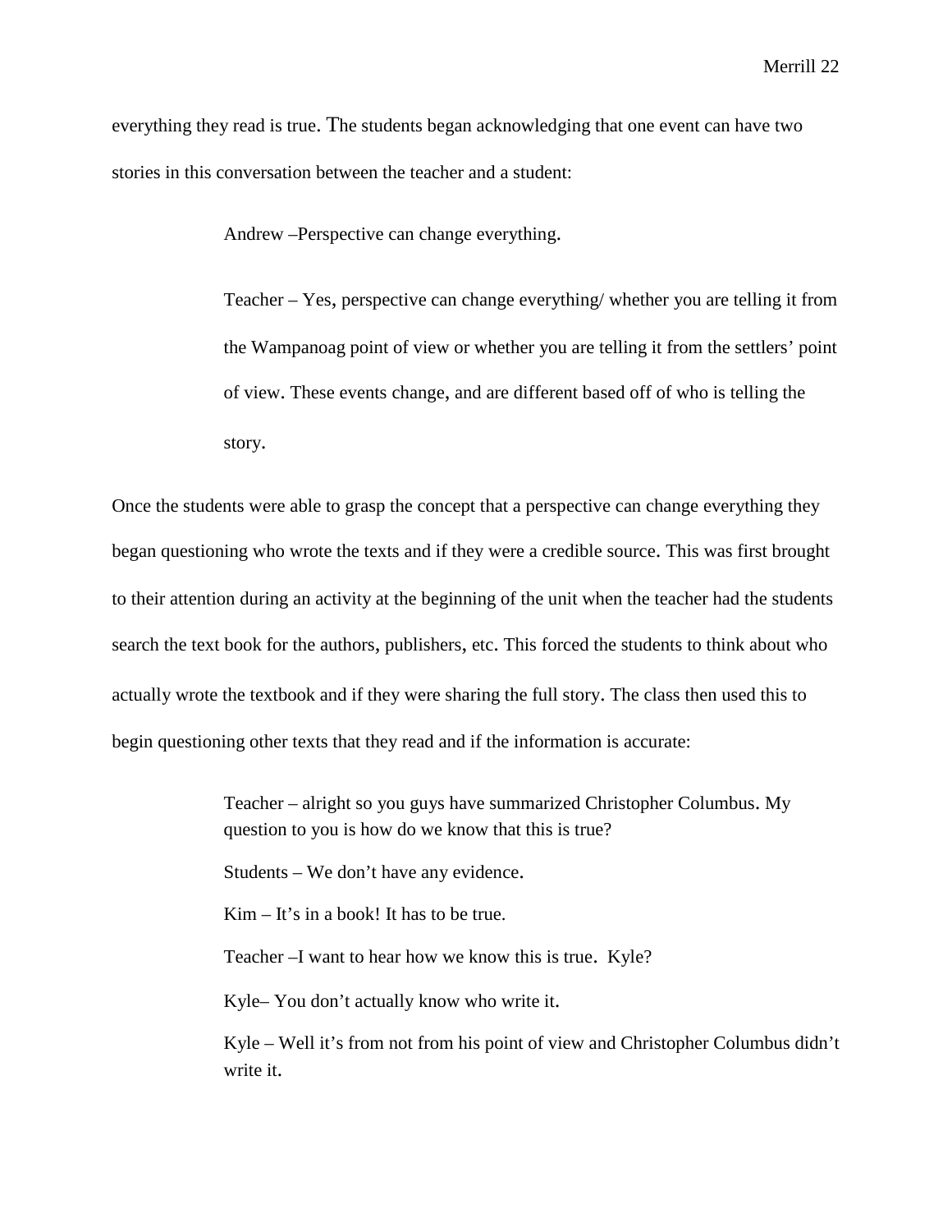everything they read is true. The students began acknowledging that one event can have two stories in this conversation between the teacher and a student:

> Andrew –Perspective can change everything.
>
> Teacher – Yes, perspective can change everything/ whether you are telling it from the Wampanoag point of view or whether you are telling it from the settlers' point of view. These events change, and are different based off of who is telling the story.

Once the students were able to grasp the concept that a perspective can change everything they began questioning who wrote the texts and if they were a credible source. This was first brought to their attention during an activity at the beginning of the unit when the teacher had the students search the text book for the authors, publishers, etc. This forced the students to think about who actually wrote the textbook and if they were sharing the full story. The class then used this to begin questioning other texts that they read and if the information is accurate:

> Teacher – alright so you guys have summarized Christopher Columbus. My question to you is how do we know that this is true?
>
> Students – We don't have any evidence.
>
> Kim – It's in a book! It has to be true.
>
> Teacher –I want to hear how we know this is true. Kyle?
>
> Kyle– You don't actually know who write it.
>
> Kyle – Well it's from not from his point of view and Christopher Columbus didn't write it.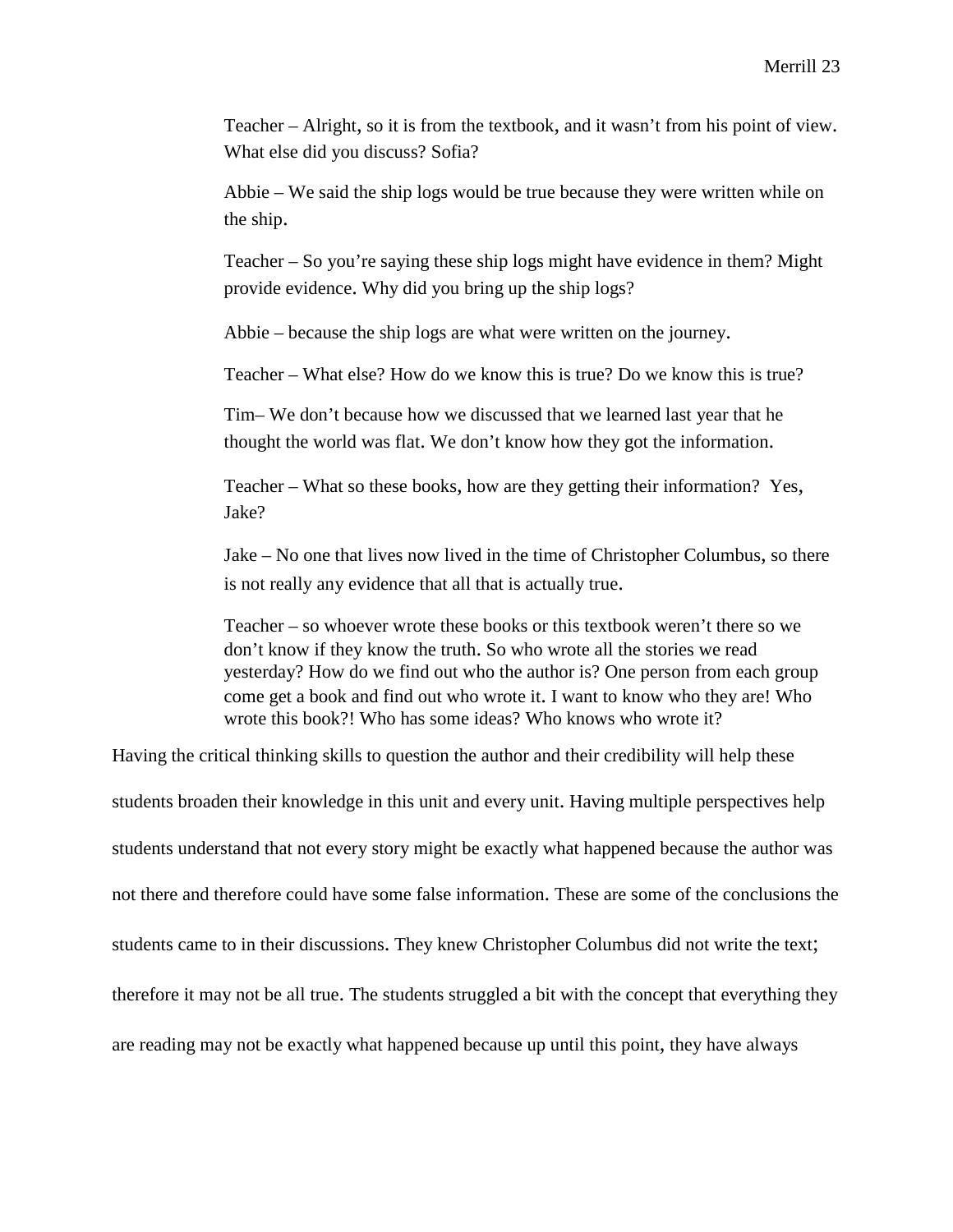> Teacher – Alright, so it is from the textbook, and it wasn't from his point of view. What else did you discuss? Sofia?
>
> Abbie – We said the ship logs would be true because they were written while on the ship.
>
> Teacher – So you're saying these ship logs might have evidence in them? Might provide evidence. Why did you bring up the ship logs?
>
> Abbie – because the ship logs are what were written on the journey.
>
> Teacher – What else? How do we know this is true? Do we know this is true?
>
> Tim– We don't because how we discussed that we learned last year that he thought the world was flat. We don't know how they got the information.
>
> Teacher – What so these books, how are they getting their information? Yes, Jake?
>
> Jake – No one that lives now lived in the time of Christopher Columbus, so there is not really any evidence that all that is actually true.
>
> Teacher – so whoever wrote these books or this textbook weren't there so we don't know if they know the truth. So who wrote all the stories we read yesterday? How do we find out who the author is? One person from each group come get a book and find out who wrote it. I want to know who they are! Who wrote this book?! Who has some ideas? Who knows who wrote it?

Having the critical thinking skills to question the author and their credibility will help these students broaden their knowledge in this unit and every unit. Having multiple perspectives help students understand that not every story might be exactly what happened because the author was not there and therefore could have some false information. These are some of the conclusions the students came to in their discussions. They knew Christopher Columbus did not write the text; therefore it may not be all true. The students struggled a bit with the concept that everything they are reading may not be exactly what happened because up until this point, they have always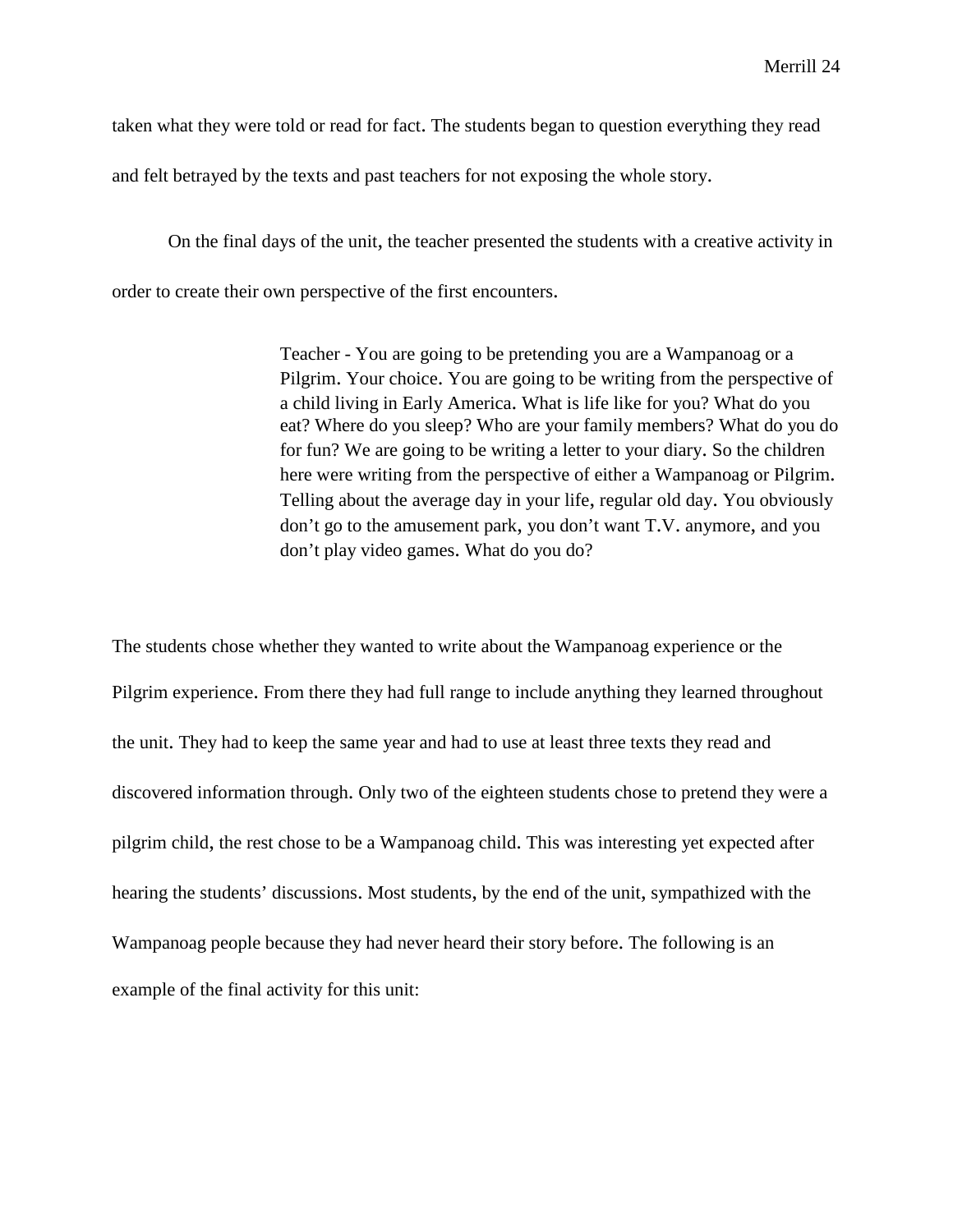taken what they were told or read for fact. The students began to question everything they read and felt betrayed by the texts and past teachers for not exposing the whole story.

On the final days of the unit, the teacher presented the students with a creative activity in order to create their own perspective of the first encounters.

> Teacher - You are going to be pretending you are a Wampanoag or a Pilgrim. Your choice. You are going to be writing from the perspective of a child living in Early America. What is life like for you? What do you eat? Where do you sleep? Who are your family members? What do you do for fun? We are going to be writing a letter to your diary. So the children here were writing from the perspective of either a Wampanoag or Pilgrim. Telling about the average day in your life, regular old day. You obviously don't go to the amusement park, you don't want T.V. anymore, and you don't play video games. What do you do?

The students chose whether they wanted to write about the Wampanoag experience or the Pilgrim experience. From there they had full range to include anything they learned throughout the unit. They had to keep the same year and had to use at least three texts they read and discovered information through. Only two of the eighteen students chose to pretend they were a pilgrim child, the rest chose to be a Wampanoag child. This was interesting yet expected after hearing the students' discussions. Most students, by the end of the unit, sympathized with the Wampanoag people because they had never heard their story before. The following is an example of the final activity for this unit: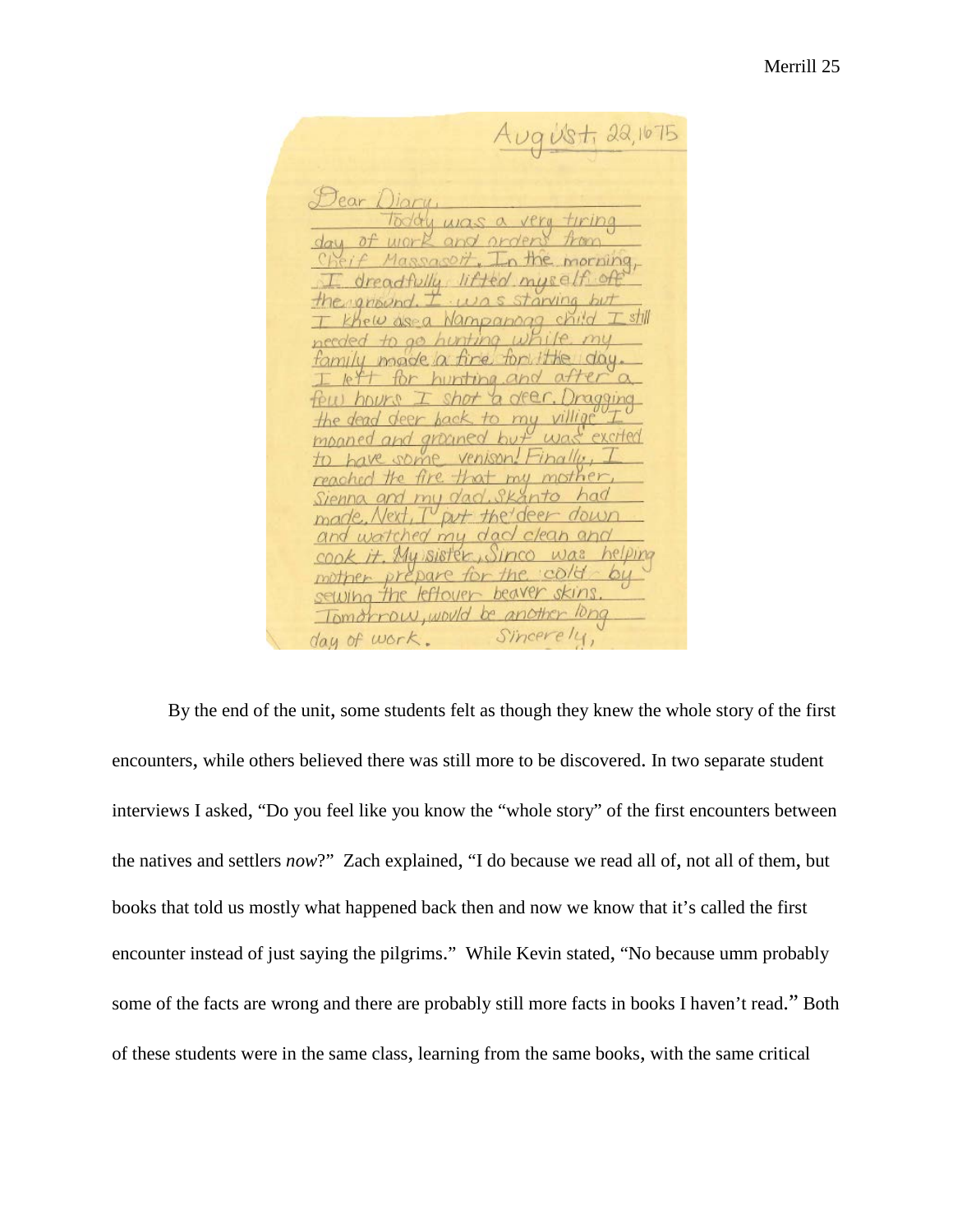August 22, 1675

Dear Diary,

Today was a very tiring day of work and orders from Cheif Massasoit. In the morning, I dreadfully lifted myself off the ground. I was starving but I knew as a Wampanoag child I still needed to go hunting while my family made a fire for the day. I left for hunting and after a few hours I shot a deer. Dragging the dead deer back to my villige I moaned and groaned but was excited to have some venison! Finally, I reached the fire that my mother, Sienna and my dad, Skanto had made. Next, I put the deer down and watched my dad clean and cook it. My sister, Sinco was helping mother prepare for the cold by sewing the leftover beaver skins. Tomorrow, would be another long day of work. Sincerely,

By the end of the unit, some students felt as though they knew the whole story of the first encounters, while others believed there was still more to be discovered. In two separate student interviews I asked, "Do you feel like you know the "whole story" of the first encounters between the natives and settlers *now*?" Zach explained, "I do because we read all of, not all of them, but books that told us mostly what happened back then and now we know that it's called the first encounter instead of just saying the pilgrims." While Kevin stated, "No because umm probably some of the facts are wrong and there are probably still more facts in books I haven't read." Both of these students were in the same class, learning from the same books, with the same critical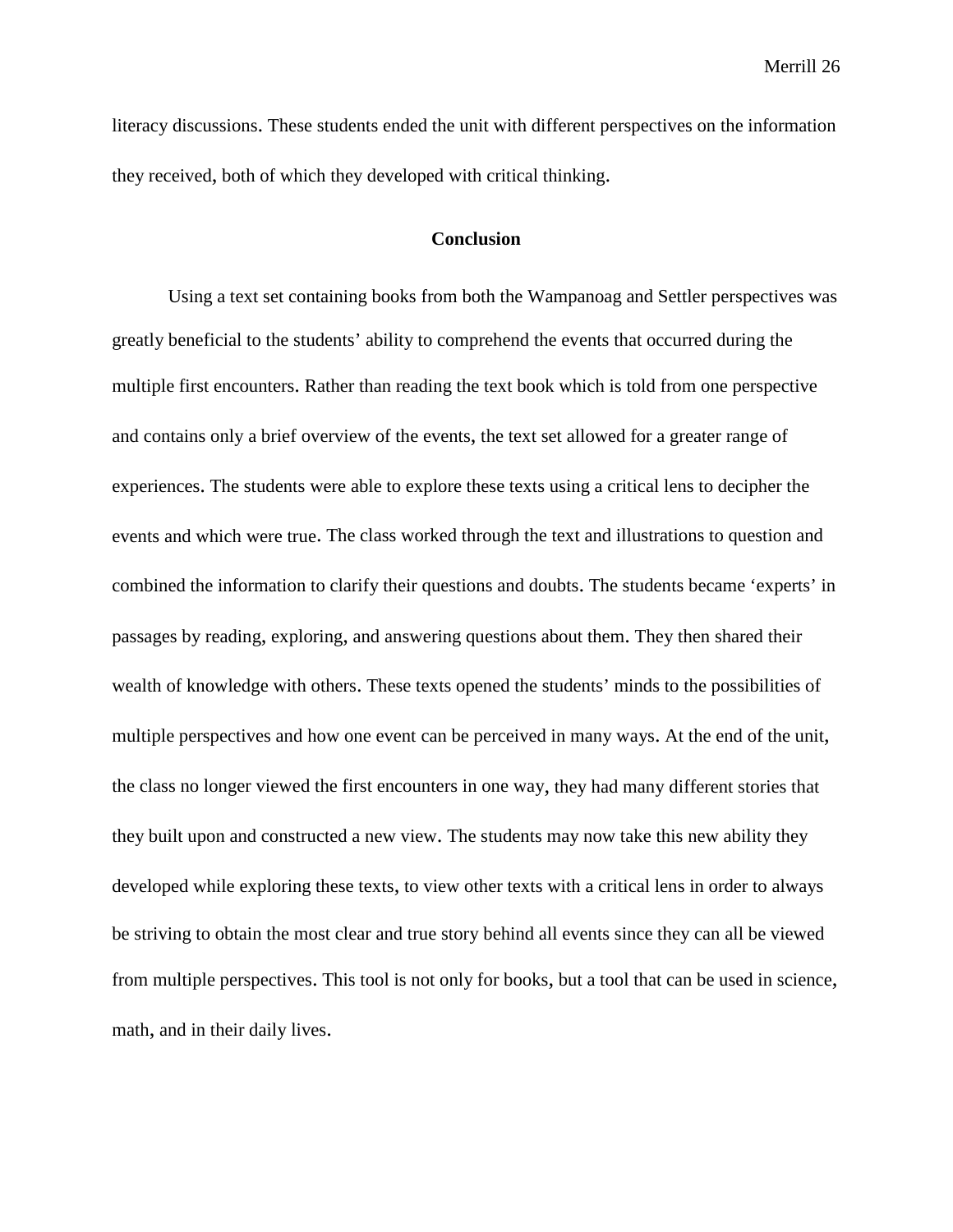literacy discussions. These students ended the unit with different perspectives on the information they received, both of which they developed with critical thinking.

## Conclusion

Using a text set containing books from both the Wampanoag and Settler perspectives was greatly beneficial to the students' ability to comprehend the events that occurred during the multiple first encounters. Rather than reading the text book which is told from one perspective and contains only a brief overview of the events, the text set allowed for a greater range of experiences. The students were able to explore these texts using a critical lens to decipher the events and which were true. The class worked through the text and illustrations to question and combined the information to clarify their questions and doubts. The students became 'experts' in passages by reading, exploring, and answering questions about them. They then shared their wealth of knowledge with others. These texts opened the students' minds to the possibilities of multiple perspectives and how one event can be perceived in many ways. At the end of the unit, the class no longer viewed the first encounters in one way, they had many different stories that they built upon and constructed a new view. The students may now take this new ability they developed while exploring these texts, to view other texts with a critical lens in order to always be striving to obtain the most clear and true story behind all events since they can all be viewed from multiple perspectives. This tool is not only for books, but a tool that can be used in science, math, and in their daily lives.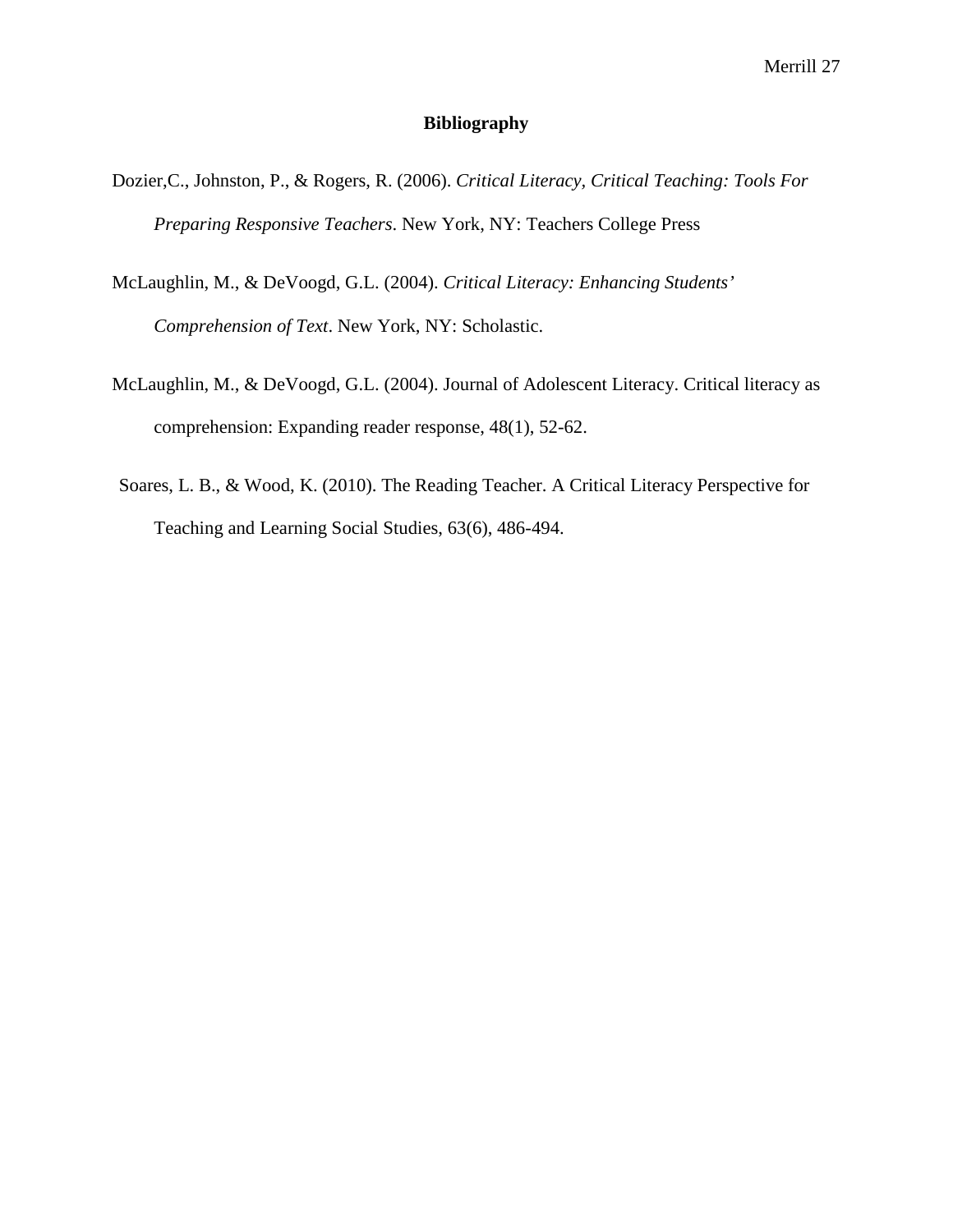## Bibliography

Dozier,C., Johnston, P., & Rogers, R. (2006). *Critical Literacy, Critical Teaching: Tools For Preparing Responsive Teachers*. New York, NY: Teachers College Press

McLaughlin, M., & DeVoogd, G.L. (2004). *Critical Literacy: Enhancing Students' Comprehension of Text*. New York, NY: Scholastic.

McLaughlin, M., & DeVoogd, G.L. (2004). Journal of Adolescent Literacy. Critical literacy as comprehension: Expanding reader response, 48(1), 52-62.

Soares, L. B., & Wood, K. (2010). The Reading Teacher. A Critical Literacy Perspective for Teaching and Learning Social Studies, 63(6), 486-494.